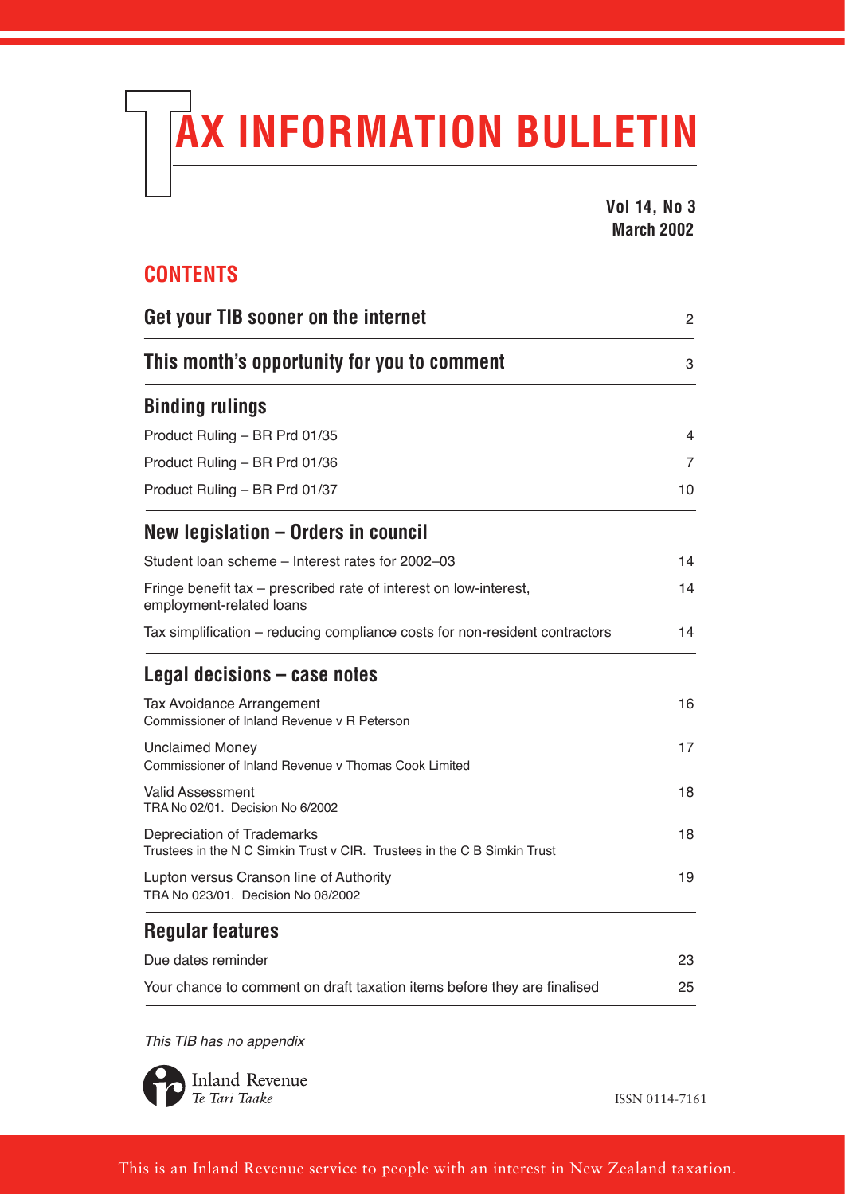# TAX INFORMATION BULLETIN

**Vol 14, No 3**
**March 2002**

## CONTENTS

| | |
|---|---|
| **Get your TIB sooner on the internet** | 2 |
| **This month's opportunity for you to comment** | 3 |
| **Binding rulings** | |
| Product Ruling – BR Prd 01/35 | 4 |
| Product Ruling – BR Prd 01/36 | 7 |
| Product Ruling – BR Prd 01/37 | 10 |
| **New legislation – Orders in council** | |
| Student loan scheme – Interest rates for 2002–03 | 14 |
| Fringe benefit tax – prescribed rate of interest on low-interest, employment-related loans | 14 |
| Tax simplification – reducing compliance costs for non-resident contractors | 14 |
| **Legal decisions – case notes** | |
| Tax Avoidance Arrangement<br>Commissioner of Inland Revenue v R Peterson | 16 |
| Unclaimed Money<br>Commissioner of Inland Revenue v Thomas Cook Limited | 17 |
| Valid Assessment<br>TRA No 02/01. Decision No 6/2002 | 18 |
| Depreciation of Trademarks<br>Trustees in the N C Simkin Trust v CIR. Trustees in the C B Simkin Trust | 18 |
| Lupton versus Cranson line of Authority<br>TRA No 023/01. Decision No 08/2002 | 19 |
| **Regular features** | |
| Due dates reminder | 23 |
| Your chance to comment on draft taxation items before they are finalised | 25 |

*This TIB has no appendix*

Inland Revenue
*Te Tari Taake*

ISSN 0114-7161

This is an Inland Revenue service to people with an interest in New Zealand taxation.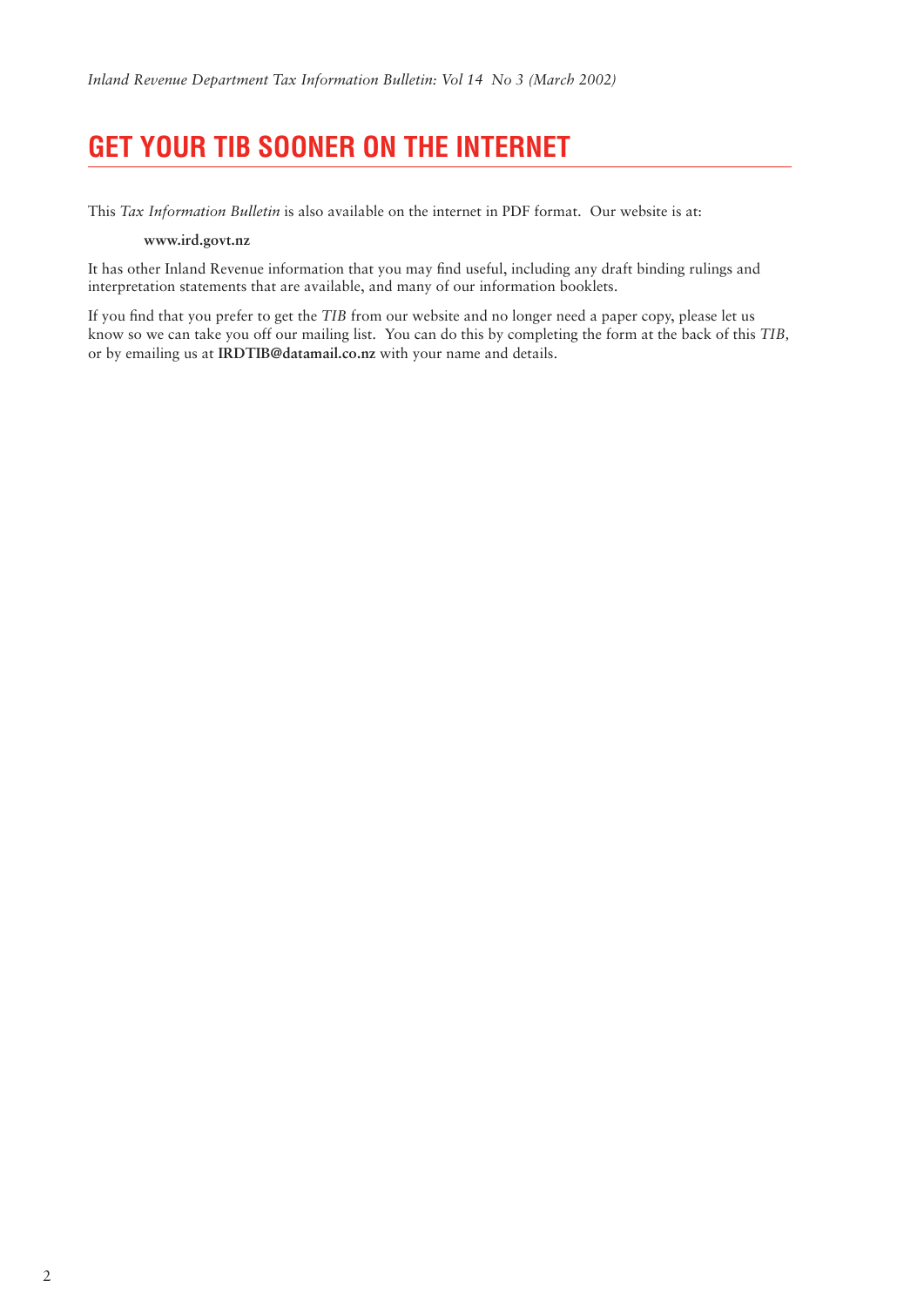# GET YOUR TIB SOONER ON THE INTERNET

This *Tax Information Bulletin* is also available on the internet in PDF format. Our website is at:

**www.ird.govt.nz**

It has other Inland Revenue information that you may find useful, including any draft binding rulings and interpretation statements that are available, and many of our information booklets.

If you find that you prefer to get the *TIB* from our website and no longer need a paper copy, please let us know so we can take you off our mailing list. You can do this by completing the form at the back of this *TIB*, or by emailing us at **IRDTIB@datamail.co.nz** with your name and details.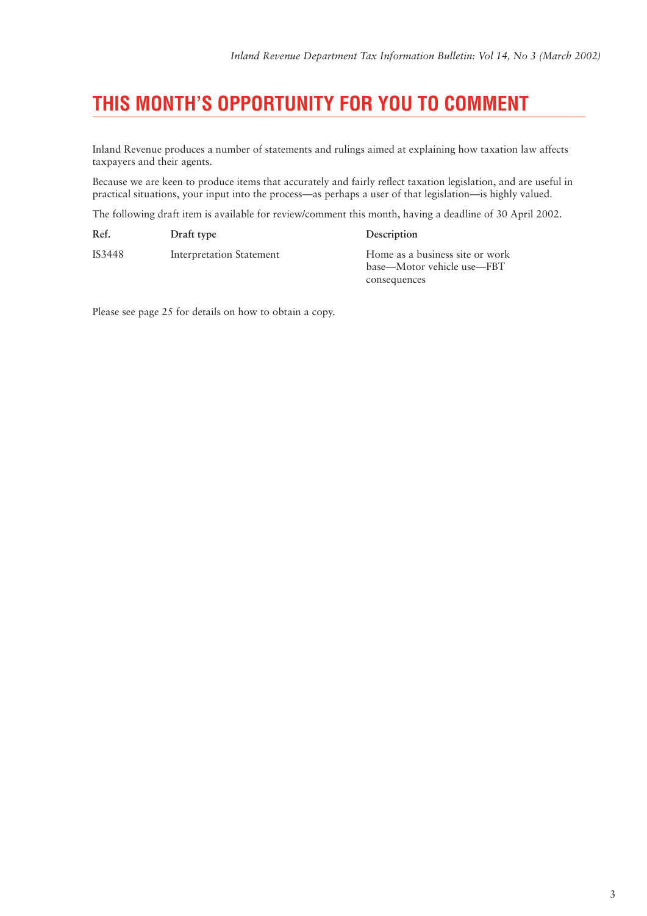# THIS MONTH'S OPPORTUNITY FOR YOU TO COMMENT

Inland Revenue produces a number of statements and rulings aimed at explaining how taxation law affects taxpayers and their agents.

Because we are keen to produce items that accurately and fairly reflect taxation legislation, and are useful in practical situations, your input into the process—as perhaps a user of that legislation—is highly valued.

The following draft item is available for review/comment this month, having a deadline of 30 April 2002.

| Ref. | Draft type | Description |
|---|---|---|
| IS3448 | Interpretation Statement | Home as a business site or work base—Motor vehicle use—FBT consequences |

Please see page 25 for details on how to obtain a copy.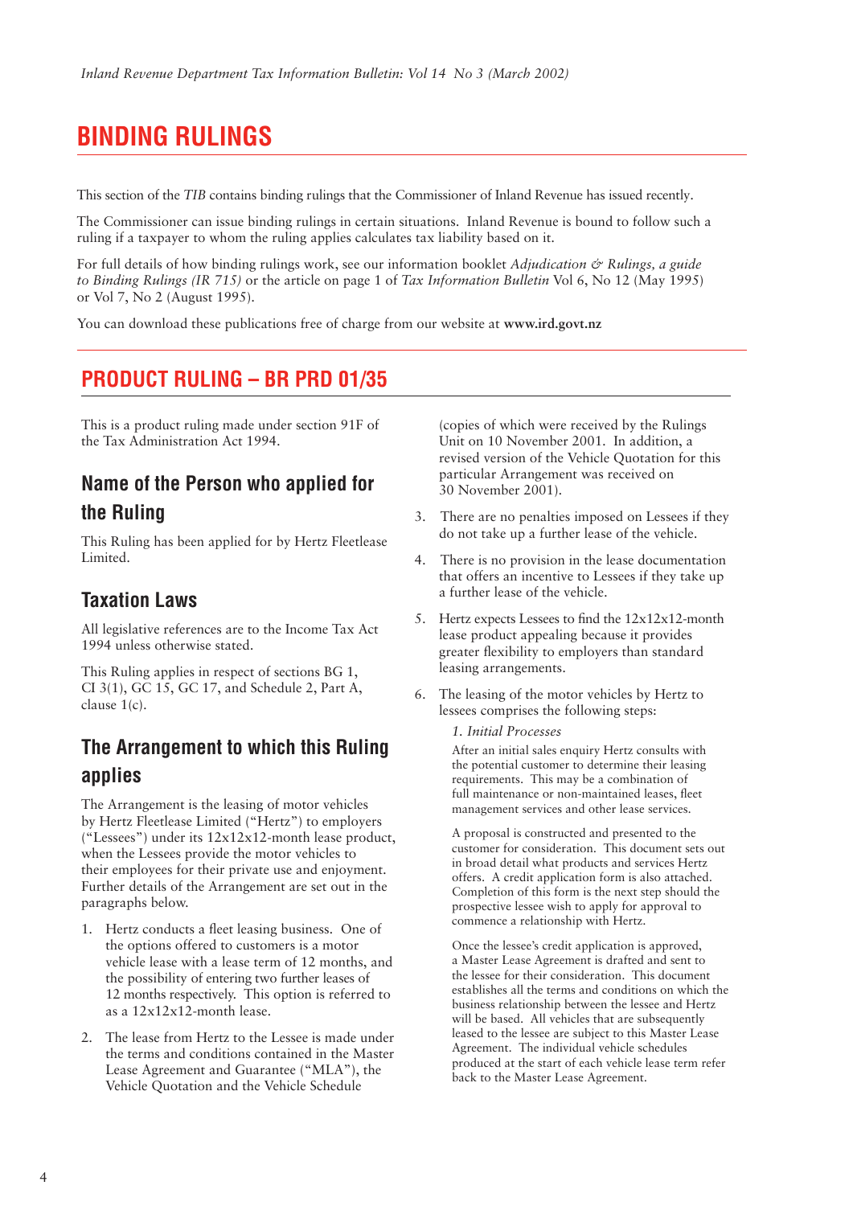# BINDING RULINGS

This section of the *TIB* contains binding rulings that the Commissioner of Inland Revenue has issued recently.

The Commissioner can issue binding rulings in certain situations. Inland Revenue is bound to follow such a ruling if a taxpayer to whom the ruling applies calculates tax liability based on it.

For full details of how binding rulings work, see our information booklet *Adjudication & Rulings, a guide to Binding Rulings (IR 715)* or the article on page 1 of *Tax Information Bulletin* Vol 6, No 12 (May 1995) or Vol 7, No 2 (August 1995).

You can download these publications free of charge from our website at **www.ird.govt.nz**

## PRODUCT RULING – BR PRD 01/35

This is a product ruling made under section 91F of the Tax Administration Act 1994.

### Name of the Person who applied for the Ruling

This Ruling has been applied for by Hertz Fleetlease Limited.

### Taxation Laws

All legislative references are to the Income Tax Act 1994 unless otherwise stated.

This Ruling applies in respect of sections BG 1, CI 3(1), GC 15, GC 17, and Schedule 2, Part A, clause 1(c).

### The Arrangement to which this Ruling applies

The Arrangement is the leasing of motor vehicles by Hertz Fleetlease Limited ("Hertz") to employers ("Lessees") under its 12x12x12-month lease product, when the Lessees provide the motor vehicles to their employees for their private use and enjoyment. Further details of the Arrangement are set out in the paragraphs below.

1. Hertz conducts a fleet leasing business. One of the options offered to customers is a motor vehicle lease with a lease term of 12 months, and the possibility of entering two further leases of 12 months respectively. This option is referred to as a 12x12x12-month lease.

2. The lease from Hertz to the Lessee is made under the terms and conditions contained in the Master Lease Agreement and Guarantee ("MLA"), the Vehicle Quotation and the Vehicle Schedule (copies of which were received by the Rulings Unit on 10 November 2001. In addition, a revised version of the Vehicle Quotation for this particular Arrangement was received on 30 November 2001).

3. There are no penalties imposed on Lessees if they do not take up a further lease of the vehicle.

4. There is no provision in the lease documentation that offers an incentive to Lessees if they take up a further lease of the vehicle.

5. Hertz expects Lessees to find the 12x12x12-month lease product appealing because it provides greater flexibility to employers than standard leasing arrangements.

6. The leasing of the motor vehicles by Hertz to lessees comprises the following steps:

   *1. Initial Processes*

   After an initial sales enquiry Hertz consults with the potential customer to determine their leasing requirements. This may be a combination of full maintenance or non-maintained leases, fleet management services and other lease services.

   A proposal is constructed and presented to the customer for consideration. This document sets out in broad detail what products and services Hertz offers. A credit application form is also attached. Completion of this form is the next step should the prospective lessee wish to apply for approval to commence a relationship with Hertz.

   Once the lessee's credit application is approved, a Master Lease Agreement is drafted and sent to the lessee for their consideration. This document establishes all the terms and conditions on which the business relationship between the lessee and Hertz will be based. All vehicles that are subsequently leased to the lessee are subject to this Master Lease Agreement. The individual vehicle schedules produced at the start of each vehicle lease term refer back to the Master Lease Agreement.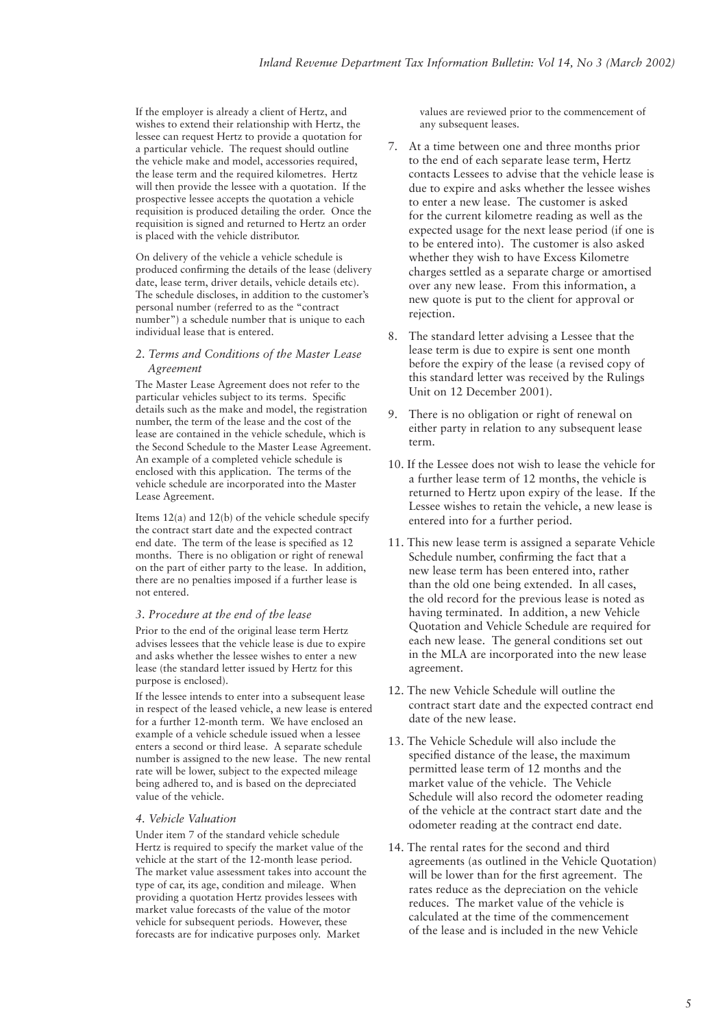If the employer is already a client of Hertz, and wishes to extend their relationship with Hertz, the lessee can request Hertz to provide a quotation for a particular vehicle. The request should outline the vehicle make and model, accessories required, the lease term and the required kilometres. Hertz will then provide the lessee with a quotation. If the prospective lessee accepts the quotation a vehicle requisition is produced detailing the order. Once the requisition is signed and returned to Hertz an order is placed with the vehicle distributor.

On delivery of the vehicle a vehicle schedule is produced confirming the details of the lease (delivery date, lease term, driver details, vehicle details etc). The schedule discloses, in addition to the customer's personal number (referred to as the "contract number") a schedule number that is unique to each individual lease that is entered.

*2. Terms and Conditions of the Master Lease Agreement*

The Master Lease Agreement does not refer to the particular vehicles subject to its terms. Specific details such as the make and model, the registration number, the term of the lease and the cost of the lease are contained in the vehicle schedule, which is the Second Schedule to the Master Lease Agreement. An example of a completed vehicle schedule is enclosed with this application. The terms of the vehicle schedule are incorporated into the Master Lease Agreement.

Items 12(a) and 12(b) of the vehicle schedule specify the contract start date and the expected contract end date. The term of the lease is specified as 12 months. There is no obligation or right of renewal on the part of either party to the lease. In addition, there are no penalties imposed if a further lease is not entered.

*3. Procedure at the end of the lease*

Prior to the end of the original lease term Hertz advises lessees that the vehicle lease is due to expire and asks whether the lessee wishes to enter a new lease (the standard letter issued by Hertz for this purpose is enclosed).

If the lessee intends to enter into a subsequent lease in respect of the leased vehicle, a new lease is entered for a further 12-month term. We have enclosed an example of a vehicle schedule issued when a lessee enters a second or third lease. A separate schedule number is assigned to the new lease. The new rental rate will be lower, subject to the expected mileage being adhered to, and is based on the depreciated value of the vehicle.

*4. Vehicle Valuation*

Under item 7 of the standard vehicle schedule Hertz is required to specify the market value of the vehicle at the start of the 12-month lease period. The market value assessment takes into account the type of car, its age, condition and mileage. When providing a quotation Hertz provides lessees with market value forecasts of the value of the motor vehicle for subsequent periods. However, these forecasts are for indicative purposes only. Market values are reviewed prior to the commencement of any subsequent leases.

7. At a time between one and three months prior to the end of each separate lease term, Hertz contacts Lessees to advise that the vehicle lease is due to expire and asks whether the lessee wishes to enter a new lease. The customer is asked for the current kilometre reading as well as the expected usage for the next lease period (if one is to be entered into). The customer is also asked whether they wish to have Excess Kilometre charges settled as a separate charge or amortised over any new lease. From this information, a new quote is put to the client for approval or rejection.

8. The standard letter advising a Lessee that the lease term is due to expire is sent one month before the expiry of the lease (a revised copy of this standard letter was received by the Rulings Unit on 12 December 2001).

9. There is no obligation or right of renewal on either party in relation to any subsequent lease term.

10. If the Lessee does not wish to lease the vehicle for a further lease term of 12 months, the vehicle is returned to Hertz upon expiry of the lease. If the Lessee wishes to retain the vehicle, a new lease is entered into for a further period.

11. This new lease term is assigned a separate Vehicle Schedule number, confirming the fact that a new lease term has been entered into, rather than the old one being extended. In all cases, the old record for the previous lease is noted as having terminated. In addition, a new Vehicle Quotation and Vehicle Schedule are required for each new lease. The general conditions set out in the MLA are incorporated into the new lease agreement.

12. The new Vehicle Schedule will outline the contract start date and the expected contract end date of the new lease.

13. The Vehicle Schedule will also include the specified distance of the lease, the maximum permitted lease term of 12 months and the market value of the vehicle. The Vehicle Schedule will also record the odometer reading of the vehicle at the contract start date and the odometer reading at the contract end date.

14. The rental rates for the second and third agreements (as outlined in the Vehicle Quotation) will be lower than for the first agreement. The rates reduce as the depreciation on the vehicle reduces. The market value of the vehicle is calculated at the time of the commencement of the lease and is included in the new Vehicle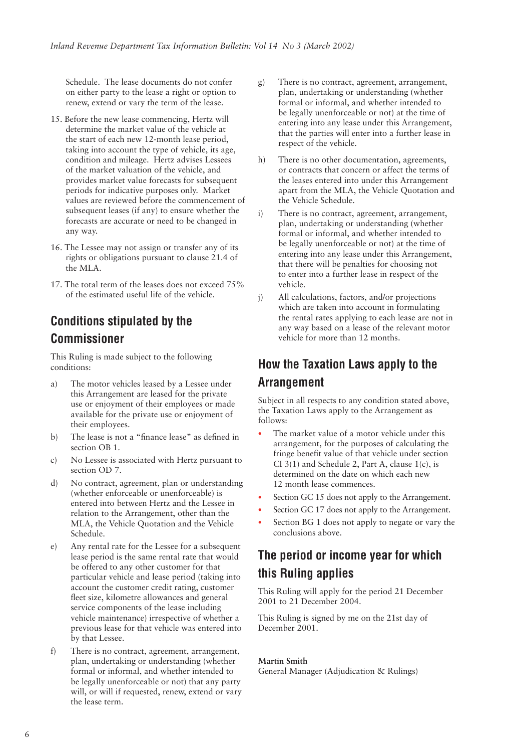Schedule. The lease documents do not confer on either party to the lease a right or option to renew, extend or vary the term of the lease.

15. Before the new lease commencing, Hertz will determine the market value of the vehicle at the start of each new 12-month lease period, taking into account the type of vehicle, its age, condition and mileage. Hertz advises Lessees of the market valuation of the vehicle, and provides market value forecasts for subsequent periods for indicative purposes only. Market values are reviewed before the commencement of subsequent leases (if any) to ensure whether the forecasts are accurate or need to be changed in any way.

16. The Lessee may not assign or transfer any of its rights or obligations pursuant to clause 21.4 of the MLA.

17. The total term of the leases does not exceed 75% of the estimated useful life of the vehicle.

## Conditions stipulated by the Commissioner

This Ruling is made subject to the following conditions:

a) The motor vehicles leased by a Lessee under this Arrangement are leased for the private use or enjoyment of their employees or made available for the private use or enjoyment of their employees.

b) The lease is not a "finance lease" as defined in section OB 1.

c) No Lessee is associated with Hertz pursuant to section OD 7.

d) No contract, agreement, plan or understanding (whether enforceable or unenforceable) is entered into between Hertz and the Lessee in relation to the Arrangement, other than the MLA, the Vehicle Quotation and the Vehicle Schedule.

e) Any rental rate for the Lessee for a subsequent lease period is the same rental rate that would be offered to any other customer for that particular vehicle and lease period (taking into account the customer credit rating, customer fleet size, kilometre allowances and general service components of the lease including vehicle maintenance) irrespective of whether a previous lease for that vehicle was entered into by that Lessee.

f) There is no contract, agreement, arrangement, plan, undertaking or understanding (whether formal or informal, and whether intended to be legally unenforceable or not) that any party will, or will if requested, renew, extend or vary the lease term.

g) There is no contract, agreement, arrangement, plan, undertaking or understanding (whether formal or informal, and whether intended to be legally unenforceable or not) at the time of entering into any lease under this Arrangement, that the parties will enter into a further lease in respect of the vehicle.

h) There is no other documentation, agreements, or contracts that concern or affect the terms of the leases entered into under this Arrangement apart from the MLA, the Vehicle Quotation and the Vehicle Schedule.

i) There is no contract, agreement, arrangement, plan, undertaking or understanding (whether formal or informal, and whether intended to be legally unenforceable or not) at the time of entering into any lease under this Arrangement, that there will be penalties for choosing not to enter into a further lease in respect of the vehicle.

j) All calculations, factors, and/or projections which are taken into account in formulating the rental rates applying to each lease are not in any way based on a lease of the relevant motor vehicle for more than 12 months.

## How the Taxation Laws apply to the Arrangement

Subject in all respects to any condition stated above, the Taxation Laws apply to the Arrangement as follows:

- The market value of a motor vehicle under this arrangement, for the purposes of calculating the fringe benefit value of that vehicle under section CI 3(1) and Schedule 2, Part A, clause 1(c), is determined on the date on which each new 12 month lease commences.
- Section GC 15 does not apply to the Arrangement.
- Section GC 17 does not apply to the Arrangement.
- Section BG 1 does not apply to negate or vary the conclusions above.

## The period or income year for which this Ruling applies

This Ruling will apply for the period 21 December 2001 to 21 December 2004.

This Ruling is signed by me on the 21st day of December 2001.

**Martin Smith**
General Manager (Adjudication & Rulings)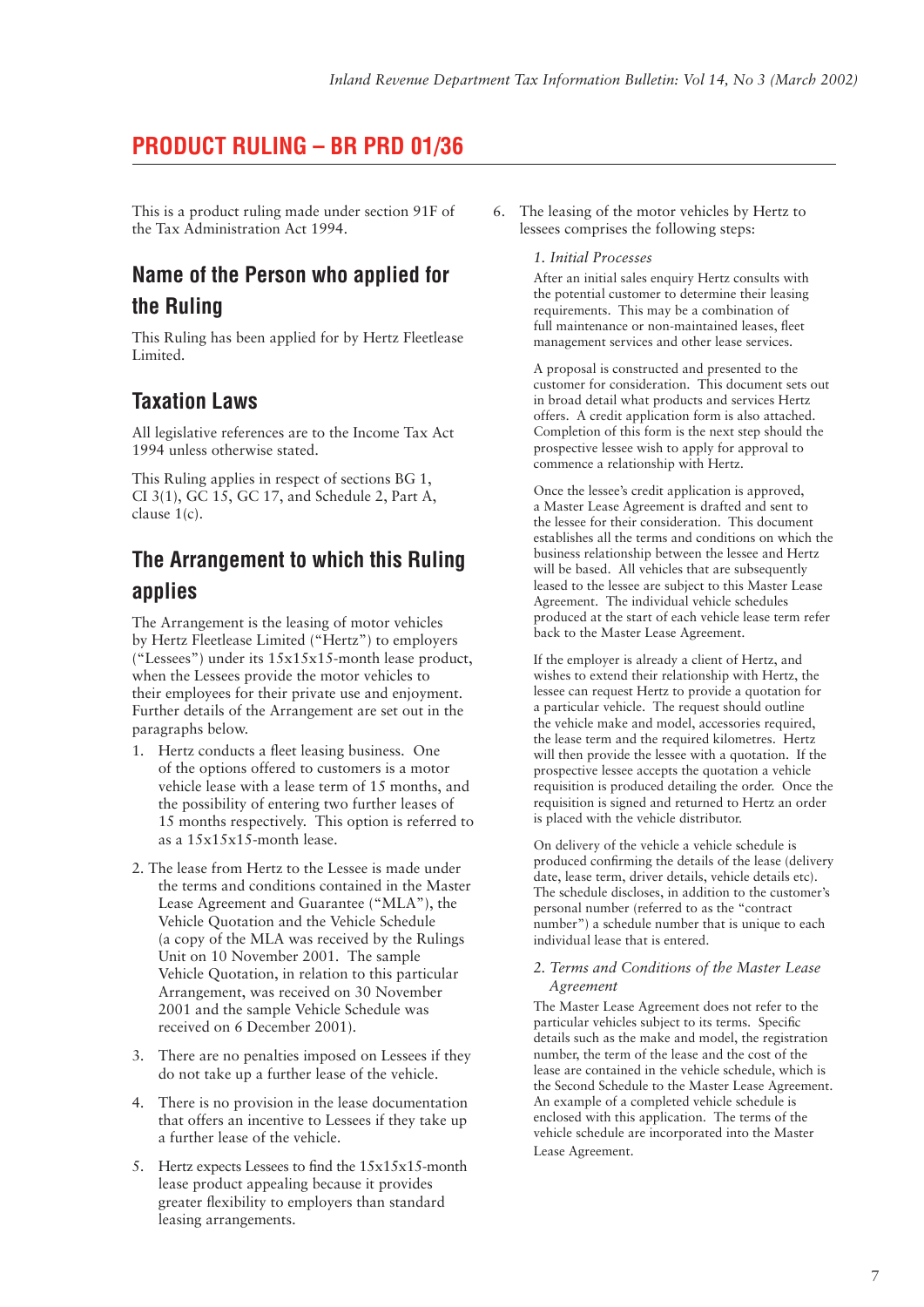## PRODUCT RULING – BR PRD 01/36

This is a product ruling made under section 91F of the Tax Administration Act 1994.

### Name of the Person who applied for the Ruling

This Ruling has been applied for by Hertz Fleetlease Limited.

### Taxation Laws

All legislative references are to the Income Tax Act 1994 unless otherwise stated.

This Ruling applies in respect of sections BG 1, CI 3(1), GC 15, GC 17, and Schedule 2, Part A, clause 1(c).

### The Arrangement to which this Ruling applies

The Arrangement is the leasing of motor vehicles by Hertz Fleetlease Limited ("Hertz") to employers ("Lessees") under its 15x15x15-month lease product, when the Lessees provide the motor vehicles to their employees for their private use and enjoyment. Further details of the Arrangement are set out in the paragraphs below.

1. Hertz conducts a fleet leasing business. One of the options offered to customers is a motor vehicle lease with a lease term of 15 months, and the possibility of entering two further leases of 15 months respectively. This option is referred to as a 15x15x15-month lease.

2. The lease from Hertz to the Lessee is made under the terms and conditions contained in the Master Lease Agreement and Guarantee ("MLA"), the Vehicle Quotation and the Vehicle Schedule (a copy of the MLA was received by the Rulings Unit on 10 November 2001. The sample Vehicle Quotation, in relation to this particular Arrangement, was received on 30 November 2001 and the sample Vehicle Schedule was received on 6 December 2001).

3. There are no penalties imposed on Lessees if they do not take up a further lease of the vehicle.

4. There is no provision in the lease documentation that offers an incentive to Lessees if they take up a further lease of the vehicle.

5. Hertz expects Lessees to find the 15x15x15-month lease product appealing because it provides greater flexibility to employers than standard leasing arrangements.

6. The leasing of the motor vehicles by Hertz to lessees comprises the following steps:

   *1. Initial Processes*

   After an initial sales enquiry Hertz consults with the potential customer to determine their leasing requirements. This may be a combination of full maintenance or non-maintained leases, fleet management services and other lease services.

   A proposal is constructed and presented to the customer for consideration. This document sets out in broad detail what products and services Hertz offers. A credit application form is also attached. Completion of this form is the next step should the prospective lessee wish to apply for approval to commence a relationship with Hertz.

   Once the lessee's credit application is approved, a Master Lease Agreement is drafted and sent to the lessee for their consideration. This document establishes all the terms and conditions on which the business relationship between the lessee and Hertz will be based. All vehicles that are subsequently leased to the lessee are subject to this Master Lease Agreement. The individual vehicle schedules produced at the start of each vehicle lease term refer back to the Master Lease Agreement.

   If the employer is already a client of Hertz, and wishes to extend their relationship with Hertz, the lessee can request Hertz to provide a quotation for a particular vehicle. The request should outline the vehicle make and model, accessories required, the lease term and the required kilometres. Hertz will then provide the lessee with a quotation. If the prospective lessee accepts the quotation a vehicle requisition is produced detailing the order. Once the requisition is signed and returned to Hertz an order is placed with the vehicle distributor.

   On delivery of the vehicle a vehicle schedule is produced confirming the details of the lease (delivery date, lease term, driver details, vehicle details etc). The schedule discloses, in addition to the customer's personal number (referred to as the "contract number") a schedule number that is unique to each individual lease that is entered.

   *2. Terms and Conditions of the Master Lease Agreement*

   The Master Lease Agreement does not refer to the particular vehicles subject to its terms. Specific details such as the make and model, the registration number, the term of the lease and the cost of the lease are contained in the vehicle schedule, which is the Second Schedule to the Master Lease Agreement. An example of a completed vehicle schedule is enclosed with this application. The terms of the vehicle schedule are incorporated into the Master Lease Agreement.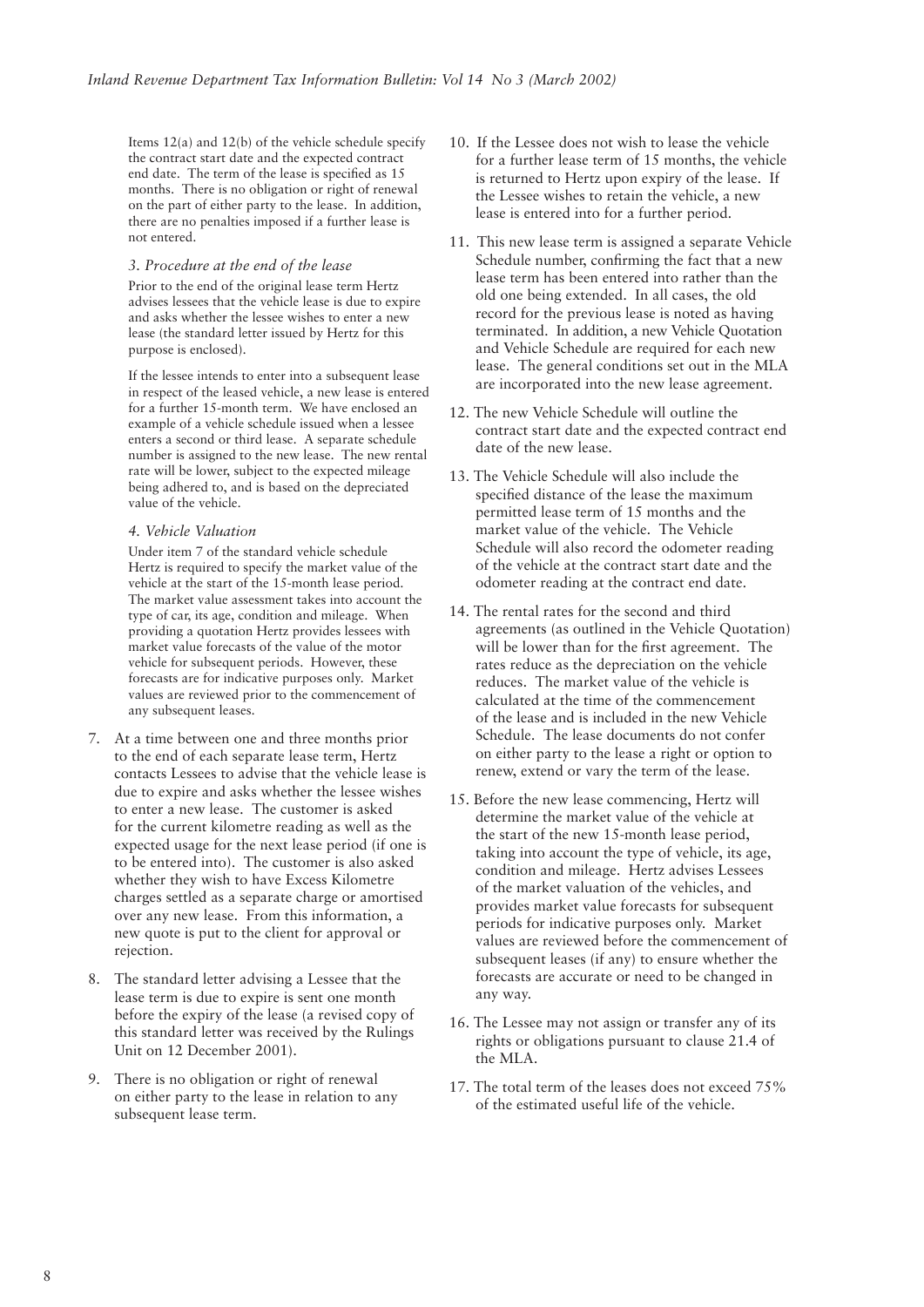Items 12(a) and 12(b) of the vehicle schedule specify the contract start date and the expected contract end date. The term of the lease is specified as 15 months. There is no obligation or right of renewal on the part of either party to the lease. In addition, there are no penalties imposed if a further lease is not entered.

*3. Procedure at the end of the lease*

Prior to the end of the original lease term Hertz advises lessees that the vehicle lease is due to expire and asks whether the lessee wishes to enter a new lease (the standard letter issued by Hertz for this purpose is enclosed).

If the lessee intends to enter into a subsequent lease in respect of the leased vehicle, a new lease is entered for a further 15-month term. We have enclosed an example of a vehicle schedule issued when a lessee enters a second or third lease. A separate schedule number is assigned to the new lease. The new rental rate will be lower, subject to the expected mileage being adhered to, and is based on the depreciated value of the vehicle.

*4. Vehicle Valuation*

Under item 7 of the standard vehicle schedule Hertz is required to specify the market value of the vehicle at the start of the 15-month lease period. The market value assessment takes into account the type of car, its age, condition and mileage. When providing a quotation Hertz provides lessees with market value forecasts of the value of the motor vehicle for subsequent periods. However, these forecasts are for indicative purposes only. Market values are reviewed prior to the commencement of any subsequent leases.

7. At a time between one and three months prior to the end of each separate lease term, Hertz contacts Lessees to advise that the vehicle lease is due to expire and asks whether the lessee wishes to enter a new lease. The customer is asked for the current kilometre reading as well as the expected usage for the next lease period (if one is to be entered into). The customer is also asked whether they wish to have Excess Kilometre charges settled as a separate charge or amortised over any new lease. From this information, a new quote is put to the client for approval or rejection.

8. The standard letter advising a Lessee that the lease term is due to expire is sent one month before the expiry of the lease (a revised copy of this standard letter was received by the Rulings Unit on 12 December 2001).

9. There is no obligation or right of renewal on either party to the lease in relation to any subsequent lease term.

10. If the Lessee does not wish to lease the vehicle for a further lease term of 15 months, the vehicle is returned to Hertz upon expiry of the lease. If the Lessee wishes to retain the vehicle, a new lease is entered into for a further period.

11. This new lease term is assigned a separate Vehicle Schedule number, confirming the fact that a new lease term has been entered into rather than the old one being extended. In all cases, the old record for the previous lease is noted as having terminated. In addition, a new Vehicle Quotation and Vehicle Schedule are required for each new lease. The general conditions set out in the MLA are incorporated into the new lease agreement.

12. The new Vehicle Schedule will outline the contract start date and the expected contract end date of the new lease.

13. The Vehicle Schedule will also include the specified distance of the lease the maximum permitted lease term of 15 months and the market value of the vehicle. The Vehicle Schedule will also record the odometer reading of the vehicle at the contract start date and the odometer reading at the contract end date.

14. The rental rates for the second and third agreements (as outlined in the Vehicle Quotation) will be lower than for the first agreement. The rates reduce as the depreciation on the vehicle reduces. The market value of the vehicle is calculated at the time of the commencement of the lease and is included in the new Vehicle Schedule. The lease documents do not confer on either party to the lease a right or option to renew, extend or vary the term of the lease.

15. Before the new lease commencing, Hertz will determine the market value of the vehicle at the start of the new 15-month lease period, taking into account the type of vehicle, its age, condition and mileage. Hertz advises Lessees of the market valuation of the vehicles, and provides market value forecasts for subsequent periods for indicative purposes only. Market values are reviewed before the commencement of subsequent leases (if any) to ensure whether the forecasts are accurate or need to be changed in any way.

16. The Lessee may not assign or transfer any of its rights or obligations pursuant to clause 21.4 of the MLA.

17. The total term of the leases does not exceed 75% of the estimated useful life of the vehicle.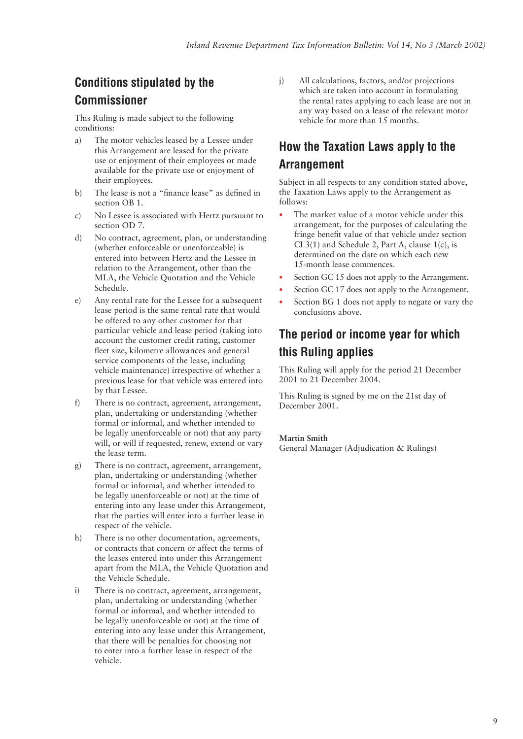## Conditions stipulated by the Commissioner

This Ruling is made subject to the following conditions:

a) The motor vehicles leased by a Lessee under this Arrangement are leased for the private use or enjoyment of their employees or made available for the private use or enjoyment of their employees.

b) The lease is not a "finance lease" as defined in section OB 1.

c) No Lessee is associated with Hertz pursuant to section OD 7.

d) No contract, agreement, plan, or understanding (whether enforceable or unenforceable) is entered into between Hertz and the Lessee in relation to the Arrangement, other than the MLA, the Vehicle Quotation and the Vehicle Schedule.

e) Any rental rate for the Lessee for a subsequent lease period is the same rental rate that would be offered to any other customer for that particular vehicle and lease period (taking into account the customer credit rating, customer fleet size, kilometre allowances and general service components of the lease, including vehicle maintenance) irrespective of whether a previous lease for that vehicle was entered into by that Lessee.

f) There is no contract, agreement, arrangement, plan, undertaking or understanding (whether formal or informal, and whether intended to be legally unenforceable or not) that any party will, or will if requested, renew, extend or vary the lease term.

g) There is no contract, agreement, arrangement, plan, undertaking or understanding (whether formal or informal, and whether intended to be legally unenforceable or not) at the time of entering into any lease under this Arrangement, that the parties will enter into a further lease in respect of the vehicle.

h) There is no other documentation, agreements, or contracts that concern or affect the terms of the leases entered into under this Arrangement apart from the MLA, the Vehicle Quotation and the Vehicle Schedule.

i) There is no contract, agreement, arrangement, plan, undertaking or understanding (whether formal or informal, and whether intended to be legally unenforceable or not) at the time of entering into any lease under this Arrangement, that there will be penalties for choosing not to enter into a further lease in respect of the vehicle.

j) All calculations, factors, and/or projections which are taken into account in formulating the rental rates applying to each lease are not in any way based on a lease of the relevant motor vehicle for more than 15 months.

## How the Taxation Laws apply to the Arrangement

Subject in all respects to any condition stated above, the Taxation Laws apply to the Arrangement as follows:

- The market value of a motor vehicle under this arrangement, for the purposes of calculating the fringe benefit value of that vehicle under section CI 3(1) and Schedule 2, Part A, clause 1(c), is determined on the date on which each new 15-month lease commences.
- Section GC 15 does not apply to the Arrangement.
- Section GC 17 does not apply to the Arrangement.
- Section BG 1 does not apply to negate or vary the conclusions above.

## The period or income year for which this Ruling applies

This Ruling will apply for the period 21 December 2001 to 21 December 2004.

This Ruling is signed by me on the 21st day of December 2001.

**Martin Smith**
General Manager (Adjudication & Rulings)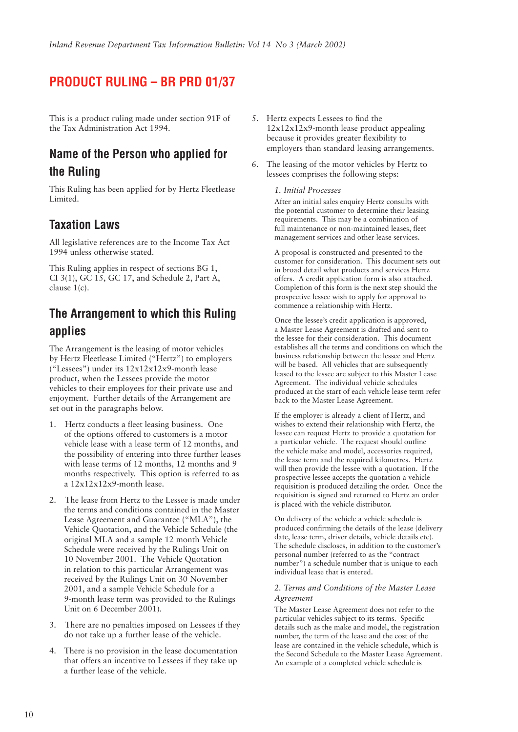# PRODUCT RULING – BR PRD 01/37

This is a product ruling made under section 91F of the Tax Administration Act 1994.

## Name of the Person who applied for the Ruling

This Ruling has been applied for by Hertz Fleetlease Limited.

## Taxation Laws

All legislative references are to the Income Tax Act 1994 unless otherwise stated.

This Ruling applies in respect of sections BG 1, CI 3(1), GC 15, GC 17, and Schedule 2, Part A, clause 1(c).

## The Arrangement to which this Ruling applies

The Arrangement is the leasing of motor vehicles by Hertz Fleetlease Limited ("Hertz") to employers ("Lessees") under its 12x12x12x9-month lease product, when the Lessees provide the motor vehicles to their employees for their private use and enjoyment. Further details of the Arrangement are set out in the paragraphs below.

1. Hertz conducts a fleet leasing business. One of the options offered to customers is a motor vehicle lease with a lease term of 12 months, and the possibility of entering into three further leases with lease terms of 12 months, 12 months and 9 months respectively. This option is referred to as a 12x12x12x9-month lease.

2. The lease from Hertz to the Lessee is made under the terms and conditions contained in the Master Lease Agreement and Guarantee ("MLA"), the Vehicle Quotation, and the Vehicle Schedule (the original MLA and a sample 12 month Vehicle Schedule were received by the Rulings Unit on 10 November 2001. The Vehicle Quotation in relation to this particular Arrangement was received by the Rulings Unit on 30 November 2001, and a sample Vehicle Schedule for a 9-month lease term was provided to the Rulings Unit on 6 December 2001).

3. There are no penalties imposed on Lessees if they do not take up a further lease of the vehicle.

4. There is no provision in the lease documentation that offers an incentive to Lessees if they take up a further lease of the vehicle.

5. Hertz expects Lessees to find the 12x12x12x9-month lease product appealing because it provides greater flexibility to employers than standard leasing arrangements.

6. The leasing of the motor vehicles by Hertz to lessees comprises the following steps:

   *1. Initial Processes*

   After an initial sales enquiry Hertz consults with the potential customer to determine their leasing requirements. This may be a combination of full maintenance or non-maintained leases, fleet management services and other lease services.

   A proposal is constructed and presented to the customer for consideration. This document sets out in broad detail what products and services Hertz offers. A credit application form is also attached. Completion of this form is the next step should the prospective lessee wish to apply for approval to commence a relationship with Hertz.

   Once the lessee's credit application is approved, a Master Lease Agreement is drafted and sent to the lessee for their consideration. This document establishes all the terms and conditions on which the business relationship between the lessee and Hertz will be based. All vehicles that are subsequently leased to the lessee are subject to this Master Lease Agreement. The individual vehicle schedules produced at the start of each vehicle lease term refer back to the Master Lease Agreement.

   If the employer is already a client of Hertz, and wishes to extend their relationship with Hertz, the lessee can request Hertz to provide a quotation for a particular vehicle. The request should outline the vehicle make and model, accessories required, the lease term and the required kilometres. Hertz will then provide the lessee with a quotation. If the prospective lessee accepts the quotation a vehicle requisition is produced detailing the order. Once the requisition is signed and returned to Hertz an order is placed with the vehicle distributor.

   On delivery of the vehicle a vehicle schedule is produced confirming the details of the lease (delivery date, lease term, driver details, vehicle details etc). The schedule discloses, in addition to the customer's personal number (referred to as the "contract number") a schedule number that is unique to each individual lease that is entered.

   *2. Terms and Conditions of the Master Lease Agreement*

   The Master Lease Agreement does not refer to the particular vehicles subject to its terms. Specific details such as the make and model, the registration number, the term of the lease and the cost of the lease are contained in the vehicle schedule, which is the Second Schedule to the Master Lease Agreement. An example of a completed vehicle schedule is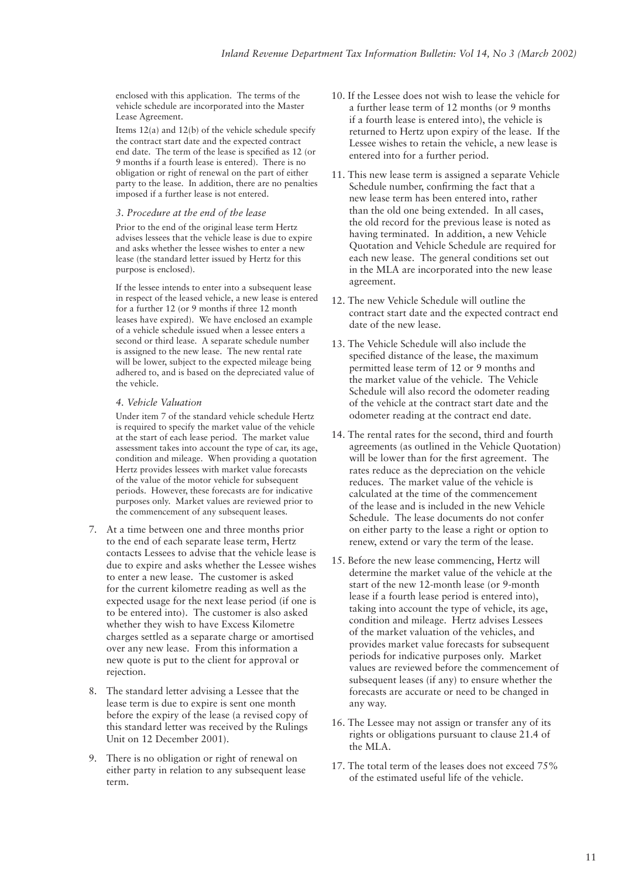enclosed with this application. The terms of the vehicle schedule are incorporated into the Master Lease Agreement.

Items 12(a) and 12(b) of the vehicle schedule specify the contract start date and the expected contract end date. The term of the lease is specified as 12 (or 9 months if a fourth lease is entered). There is no obligation or right of renewal on the part of either party to the lease. In addition, there are no penalties imposed if a further lease is not entered.

*3. Procedure at the end of the lease*

Prior to the end of the original lease term Hertz advises lessees that the vehicle lease is due to expire and asks whether the lessee wishes to enter a new lease (the standard letter issued by Hertz for this purpose is enclosed).

If the lessee intends to enter into a subsequent lease in respect of the leased vehicle, a new lease is entered for a further 12 (or 9 months if three 12 month leases have expired). We have enclosed an example of a vehicle schedule issued when a lessee enters a second or third lease. A separate schedule number is assigned to the new lease. The new rental rate will be lower, subject to the expected mileage being adhered to, and is based on the depreciated value of the vehicle.

*4. Vehicle Valuation*

Under item 7 of the standard vehicle schedule Hertz is required to specify the market value of the vehicle at the start of each lease period. The market value assessment takes into account the type of car, its age, condition and mileage. When providing a quotation Hertz provides lessees with market value forecasts of the value of the motor vehicle for subsequent periods. However, these forecasts are for indicative purposes only. Market values are reviewed prior to the commencement of any subsequent leases.

7. At a time between one and three months prior to the end of each separate lease term, Hertz contacts Lessees to advise that the vehicle lease is due to expire and asks whether the Lessee wishes to enter a new lease. The customer is asked for the current kilometre reading as well as the expected usage for the next lease period (if one is to be entered into). The customer is also asked whether they wish to have Excess Kilometre charges settled as a separate charge or amortised over any new lease. From this information a new quote is put to the client for approval or rejection.

8. The standard letter advising a Lessee that the lease term is due to expire is sent one month before the expiry of the lease (a revised copy of this standard letter was received by the Rulings Unit on 12 December 2001).

9. There is no obligation or right of renewal on either party in relation to any subsequent lease term.

10. If the Lessee does not wish to lease the vehicle for a further lease term of 12 months (or 9 months if a fourth lease is entered into), the vehicle is returned to Hertz upon expiry of the lease. If the Lessee wishes to retain the vehicle, a new lease is entered into for a further period.

11. This new lease term is assigned a separate Vehicle Schedule number, confirming the fact that a new lease term has been entered into, rather than the old one being extended. In all cases, the old record for the previous lease is noted as having terminated. In addition, a new Vehicle Quotation and Vehicle Schedule are required for each new lease. The general conditions set out in the MLA are incorporated into the new lease agreement.

12. The new Vehicle Schedule will outline the contract start date and the expected contract end date of the new lease.

13. The Vehicle Schedule will also include the specified distance of the lease, the maximum permitted lease term of 12 or 9 months and the market value of the vehicle. The Vehicle Schedule will also record the odometer reading of the vehicle at the contract start date and the odometer reading at the contract end date.

14. The rental rates for the second, third and fourth agreements (as outlined in the Vehicle Quotation) will be lower than for the first agreement. The rates reduce as the depreciation on the vehicle reduces. The market value of the vehicle is calculated at the time of the commencement of the lease and is included in the new Vehicle Schedule. The lease documents do not confer on either party to the lease a right or option to renew, extend or vary the term of the lease.

15. Before the new lease commencing, Hertz will determine the market value of the vehicle at the start of the new 12-month lease (or 9-month lease if a fourth lease period is entered into), taking into account the type of vehicle, its age, condition and mileage. Hertz advises Lessees of the market valuation of the vehicles, and provides market value forecasts for subsequent periods for indicative purposes only. Market values are reviewed before the commencement of subsequent leases (if any) to ensure whether the forecasts are accurate or need to be changed in any way.

16. The Lessee may not assign or transfer any of its rights or obligations pursuant to clause 21.4 of the MLA.

17. The total term of the leases does not exceed 75% of the estimated useful life of the vehicle.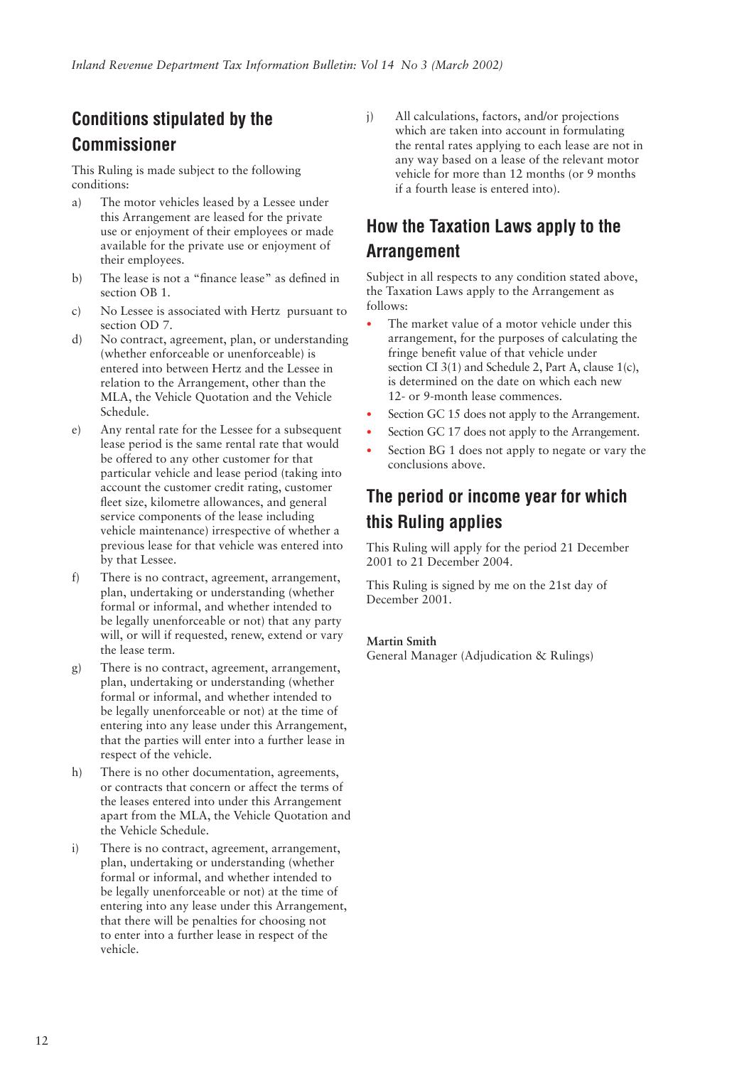## Conditions stipulated by the Commissioner

This Ruling is made subject to the following conditions:

a) The motor vehicles leased by a Lessee under this Arrangement are leased for the private use or enjoyment of their employees or made available for the private use or enjoyment of their employees.

b) The lease is not a "finance lease" as defined in section OB 1.

c) No Lessee is associated with Hertz pursuant to section OD 7.

d) No contract, agreement, plan, or understanding (whether enforceable or unenforceable) is entered into between Hertz and the Lessee in relation to the Arrangement, other than the MLA, the Vehicle Quotation and the Vehicle Schedule.

e) Any rental rate for the Lessee for a subsequent lease period is the same rental rate that would be offered to any other customer for that particular vehicle and lease period (taking into account the customer credit rating, customer fleet size, kilometre allowances, and general service components of the lease including vehicle maintenance) irrespective of whether a previous lease for that vehicle was entered into by that Lessee.

f) There is no contract, agreement, arrangement, plan, undertaking or understanding (whether formal or informal, and whether intended to be legally unenforceable or not) that any party will, or will if requested, renew, extend or vary the lease term.

g) There is no contract, agreement, arrangement, plan, undertaking or understanding (whether formal or informal, and whether intended to be legally unenforceable or not) at the time of entering into any lease under this Arrangement, that the parties will enter into a further lease in respect of the vehicle.

h) There is no other documentation, agreements, or contracts that concern or affect the terms of the leases entered into under this Arrangement apart from the MLA, the Vehicle Quotation and the Vehicle Schedule.

i) There is no contract, agreement, arrangement, plan, undertaking or understanding (whether formal or informal, and whether intended to be legally unenforceable or not) at the time of entering into any lease under this Arrangement, that there will be penalties for choosing not to enter into a further lease in respect of the vehicle.

j) All calculations, factors, and/or projections which are taken into account in formulating the rental rates applying to each lease are not in any way based on a lease of the relevant motor vehicle for more than 12 months (or 9 months if a fourth lease is entered into).

## How the Taxation Laws apply to the Arrangement

Subject in all respects to any condition stated above, the Taxation Laws apply to the Arrangement as follows:

- The market value of a motor vehicle under this arrangement, for the purposes of calculating the fringe benefit value of that vehicle under section CI 3(1) and Schedule 2, Part A, clause 1(c), is determined on the date on which each new 12- or 9-month lease commences.
- Section GC 15 does not apply to the Arrangement.
- Section GC 17 does not apply to the Arrangement.
- Section BG 1 does not apply to negate or vary the conclusions above.

## The period or income year for which this Ruling applies

This Ruling will apply for the period 21 December 2001 to 21 December 2004.

This Ruling is signed by me on the 21st day of December 2001.

**Martin Smith**
General Manager (Adjudication & Rulings)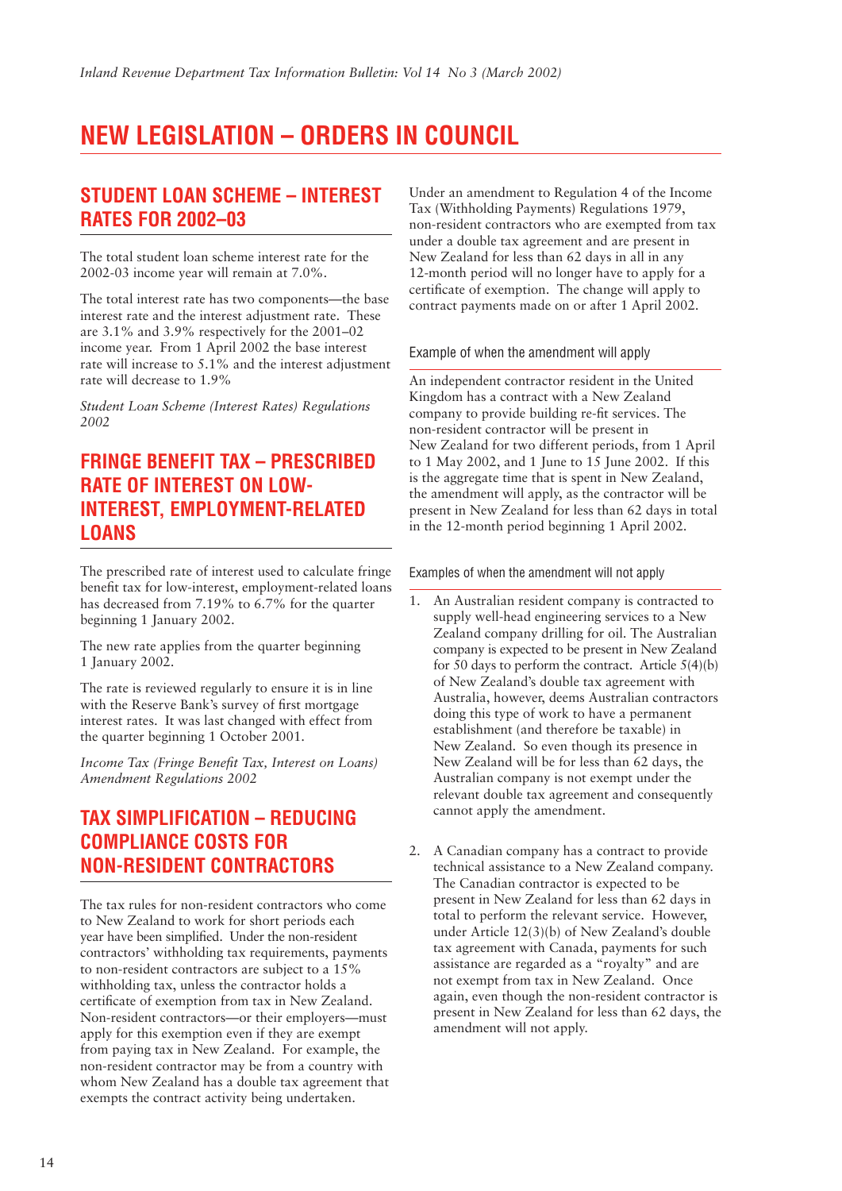# NEW LEGISLATION – ORDERS IN COUNCIL

## STUDENT LOAN SCHEME – INTEREST RATES FOR 2002–03

The total student loan scheme interest rate for the 2002-03 income year will remain at 7.0%.

The total interest rate has two components—the base interest rate and the interest adjustment rate. These are 3.1% and 3.9% respectively for the 2001–02 income year. From 1 April 2002 the base interest rate will increase to 5.1% and the interest adjustment rate will decrease to 1.9%

*Student Loan Scheme (Interest Rates) Regulations 2002*

## FRINGE BENEFIT TAX – PRESCRIBED RATE OF INTEREST ON LOW-INTEREST, EMPLOYMENT-RELATED LOANS

The prescribed rate of interest used to calculate fringe benefit tax for low-interest, employment-related loans has decreased from 7.19% to 6.7% for the quarter beginning 1 January 2002.

The new rate applies from the quarter beginning 1 January 2002.

The rate is reviewed regularly to ensure it is in line with the Reserve Bank's survey of first mortgage interest rates. It was last changed with effect from the quarter beginning 1 October 2001.

*Income Tax (Fringe Benefit Tax, Interest on Loans) Amendment Regulations 2002*

## TAX SIMPLIFICATION – REDUCING COMPLIANCE COSTS FOR NON-RESIDENT CONTRACTORS

The tax rules for non-resident contractors who come to New Zealand to work for short periods each year have been simplified. Under the non-resident contractors' withholding tax requirements, payments to non-resident contractors are subject to a 15% withholding tax, unless the contractor holds a certificate of exemption from tax in New Zealand. Non-resident contractors—or their employers—must apply for this exemption even if they are exempt from paying tax in New Zealand. For example, the non-resident contractor may be from a country with whom New Zealand has a double tax agreement that exempts the contract activity being undertaken.

Under an amendment to Regulation 4 of the Income Tax (Withholding Payments) Regulations 1979, non-resident contractors who are exempted from tax under a double tax agreement and are present in New Zealand for less than 62 days in all in any 12-month period will no longer have to apply for a certificate of exemption. The change will apply to contract payments made on or after 1 April 2002.

### Example of when the amendment will apply

An independent contractor resident in the United Kingdom has a contract with a New Zealand company to provide building re-fit services. The non-resident contractor will be present in New Zealand for two different periods, from 1 April to 1 May 2002, and 1 June to 15 June 2002. If this is the aggregate time that is spent in New Zealand, the amendment will apply, as the contractor will be present in New Zealand for less than 62 days in total in the 12-month period beginning 1 April 2002.

### Examples of when the amendment will not apply

1. An Australian resident company is contracted to supply well-head engineering services to a New Zealand company drilling for oil. The Australian company is expected to be present in New Zealand for 50 days to perform the contract. Article 5(4)(b) of New Zealand's double tax agreement with Australia, however, deems Australian contractors doing this type of work to have a permanent establishment (and therefore be taxable) in New Zealand. So even though its presence in New Zealand will be for less than 62 days, the Australian company is not exempt under the relevant double tax agreement and consequently cannot apply the amendment.

2. A Canadian company has a contract to provide technical assistance to a New Zealand company. The Canadian contractor is expected to be present in New Zealand for less than 62 days in total to perform the relevant service. However, under Article 12(3)(b) of New Zealand's double tax agreement with Canada, payments for such assistance are regarded as a "royalty" and are not exempt from tax in New Zealand. Once again, even though the non-resident contractor is present in New Zealand for less than 62 days, the amendment will not apply.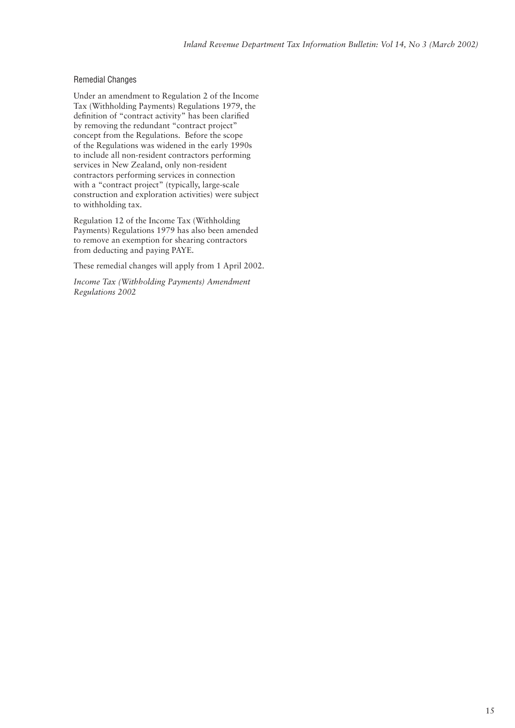### Remedial Changes

Under an amendment to Regulation 2 of the Income Tax (Withholding Payments) Regulations 1979, the definition of "contract activity" has been clarified by removing the redundant "contract project" concept from the Regulations. Before the scope of the Regulations was widened in the early 1990s to include all non-resident contractors performing services in New Zealand, only non-resident contractors performing services in connection with a "contract project" (typically, large-scale construction and exploration activities) were subject to withholding tax.

Regulation 12 of the Income Tax (Withholding Payments) Regulations 1979 has also been amended to remove an exemption for shearing contractors from deducting and paying PAYE.

These remedial changes will apply from 1 April 2002.

*Income Tax (Withholding Payments) Amendment Regulations 2002*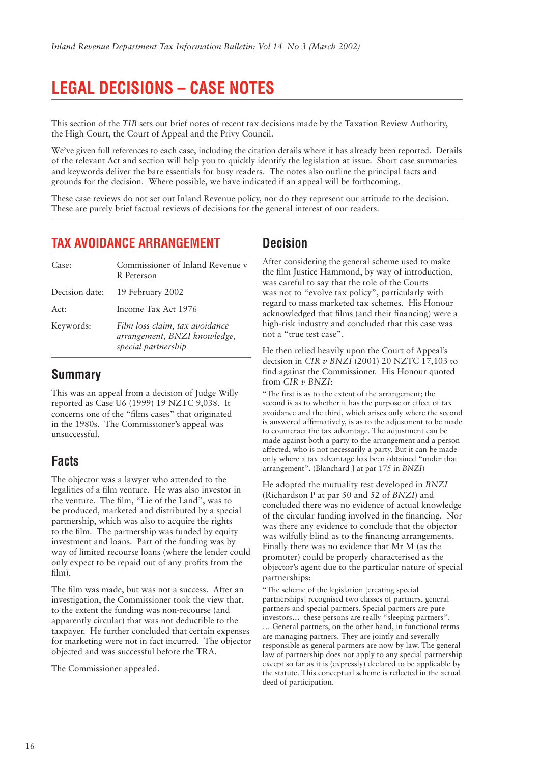# LEGAL DECISIONS – CASE NOTES

This section of the *TIB* sets out brief notes of recent tax decisions made by the Taxation Review Authority, the High Court, the Court of Appeal and the Privy Council.

We've given full references to each case, including the citation details where it has already been reported. Details of the relevant Act and section will help you to quickly identify the legislation at issue. Short case summaries and keywords deliver the bare essentials for busy readers. The notes also outline the principal facts and grounds for the decision. Where possible, we have indicated if an appeal will be forthcoming.

These case reviews do not set out Inland Revenue policy, nor do they represent our attitude to the decision. These are purely brief factual reviews of decisions for the general interest of our readers.

## TAX AVOIDANCE ARRANGEMENT

| | |
|---|---|
| Case: | Commissioner of Inland Revenue v R Peterson |
| Decision date: | 19 February 2002 |
| Act: | Income Tax Act 1976 |
| Keywords: | *Film loss claim, tax avoidance arrangement, BNZI knowledge, special partnership* |

### Summary

This was an appeal from a decision of Judge Willy reported as Case U6 (1999) 19 NZTC 9,038. It concerns one of the "films cases" that originated in the 1980s. The Commissioner's appeal was unsuccessful.

### Facts

The objector was a lawyer who attended to the legalities of a film venture. He was also investor in the venture. The film, "Lie of the Land", was to be produced, marketed and distributed by a special partnership, which was also to acquire the rights to the film. The partnership was funded by equity investment and loans. Part of the funding was by way of limited recourse loans (where the lender could only expect to be repaid out of any profits from the film).

The film was made, but was not a success. After an investigation, the Commissioner took the view that, to the extent the funding was non-recourse (and apparently circular) that was not deductible to the taxpayer. He further concluded that certain expenses for marketing were not in fact incurred. The objector objected and was successful before the TRA.

The Commissioner appealed.

### Decision

After considering the general scheme used to make the film Justice Hammond, by way of introduction, was careful to say that the role of the Courts was not to "evolve tax policy", particularly with regard to mass marketed tax schemes. His Honour acknowledged that films (and their financing) were a high-risk industry and concluded that this case was not a "true test case".

He then relied heavily upon the Court of Appeal's decision in *CIR v BNZI* (2001) 20 NZTC 17,103 to find against the Commissioner. His Honour quoted from *CIR v BNZI*:

> "The first is as to the extent of the arrangement; the second is as to whether it has the purpose or effect of tax avoidance and the third, which arises only where the second is answered affirmatively, is as to the adjustment to be made to counteract the tax advantage. The adjustment can be made against both a party to the arrangement and a person affected, who is not necessarily a party. But it can be made only where a tax advantage has been obtained "under that arrangement". (Blanchard J at par 175 in *BNZI*)

He adopted the mutuality test developed in *BNZI* (Richardson P at par 50 and 52 of *BNZI*) and concluded there was no evidence of actual knowledge of the circular funding involved in the financing. Nor was there any evidence to conclude that the objector was wilfully blind as to the financing arrangements. Finally there was no evidence that Mr M (as the promoter) could be properly characterised as the objector's agent due to the particular nature of special partnerships:

> "The scheme of the legislation [creating special partnerships] recognised two classes of partners, general partners and special partners. Special partners are pure investors… these persons are really "sleeping partners". … General partners, on the other hand, in functional terms are managing partners. They are jointly and severally responsible as general partners are now by law. The general law of partnership does not apply to any special partnership except so far as it is (expressly) declared to be applicable by the statute. This conceptual scheme is reflected in the actual deed of participation.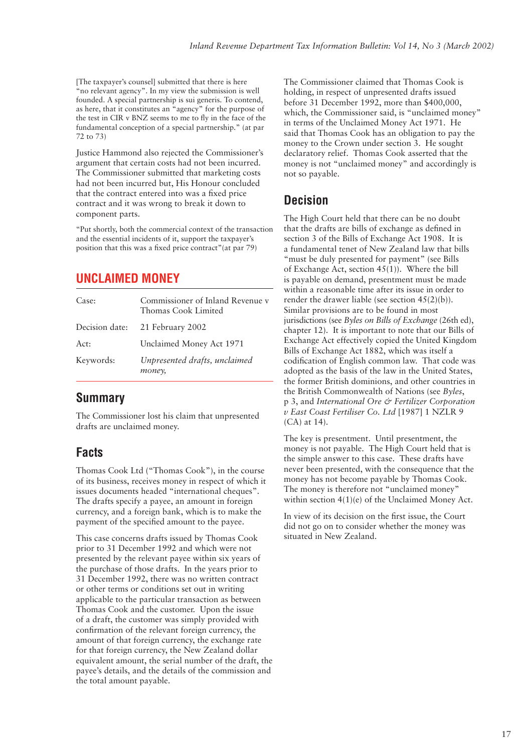[The taxpayer's counsel] submitted that there is here "no relevant agency". In my view the submission is well founded. A special partnership is sui generis. To contend, as here, that it constitutes an "agency" for the purpose of the test in CIR v BNZ seems to me to fly in the face of the fundamental conception of a special partnership." (at par 72 to 73)

Justice Hammond also rejected the Commissioner's argument that certain costs had not been incurred. The Commissioner submitted that marketing costs had not been incurred but, His Honour concluded that the contract entered into was a fixed price contract and it was wrong to break it down to component parts.

"Put shortly, both the commercial context of the transaction and the essential incidents of it, support the taxpayer's position that this was a fixed price contract" (at par 79)

## UNCLAIMED MONEY

| | |
|---|---|
| Case: | Commissioner of Inland Revenue v Thomas Cook Limited |
| Decision date: | 21 February 2002 |
| Act: | Unclaimed Money Act 1971 |
| Keywords: | *Unpresented drafts, unclaimed money,* |

### Summary

The Commissioner lost his claim that unpresented drafts are unclaimed money.

### Facts

Thomas Cook Ltd ("Thomas Cook"), in the course of its business, receives money in respect of which it issues documents headed "international cheques". The drafts specify a payee, an amount in foreign currency, and a foreign bank, which is to make the payment of the specified amount to the payee.

This case concerns drafts issued by Thomas Cook prior to 31 December 1992 and which were not presented by the relevant payee within six years of the purchase of those drafts. In the years prior to 31 December 1992, there was no written contract or other terms or conditions set out in writing applicable to the particular transaction as between Thomas Cook and the customer. Upon the issue of a draft, the customer was simply provided with confirmation of the relevant foreign currency, the amount of that foreign currency, the exchange rate for that foreign currency, the New Zealand dollar equivalent amount, the serial number of the draft, the payee's details, and the details of the commission and the total amount payable.

The Commissioner claimed that Thomas Cook is holding, in respect of unpresented drafts issued before 31 December 1992, more than $400,000, which, the Commissioner said, is "unclaimed money" in terms of the Unclaimed Money Act 1971. He said that Thomas Cook has an obligation to pay the money to the Crown under section 3. He sought declaratory relief. Thomas Cook asserted that the money is not "unclaimed money" and accordingly is not so payable.

### Decision

The High Court held that there can be no doubt that the drafts are bills of exchange as defined in section 3 of the Bills of Exchange Act 1908. It is a fundamental tenet of New Zealand law that bills "must be duly presented for payment" (see Bills of Exchange Act, section 45(1)). Where the bill is payable on demand, presentment must be made within a reasonable time after its issue in order to render the drawer liable (see section 45(2)(b)). Similar provisions are to be found in most jurisdictions (see *Byles on Bills of Exchange* (26th ed), chapter 12). It is important to note that our Bills of Exchange Act effectively copied the United Kingdom Bills of Exchange Act 1882, which was itself a codification of English common law. That code was adopted as the basis of the law in the United States, the former British dominions, and other countries in the British Commonwealth of Nations (see *Byles*, p 3, and *International Ore & Fertilizer Corporation v East Coast Fertiliser Co. Ltd* [1987] 1 NZLR 9 (CA) at 14).

The key is presentment. Until presentment, the money is not payable. The High Court held that is the simple answer to this case. These drafts have never been presented, with the consequence that the money has not become payable by Thomas Cook. The money is therefore not "unclaimed money" within section 4(1)(e) of the Unclaimed Money Act.

In view of its decision on the first issue, the Court did not go on to consider whether the money was situated in New Zealand.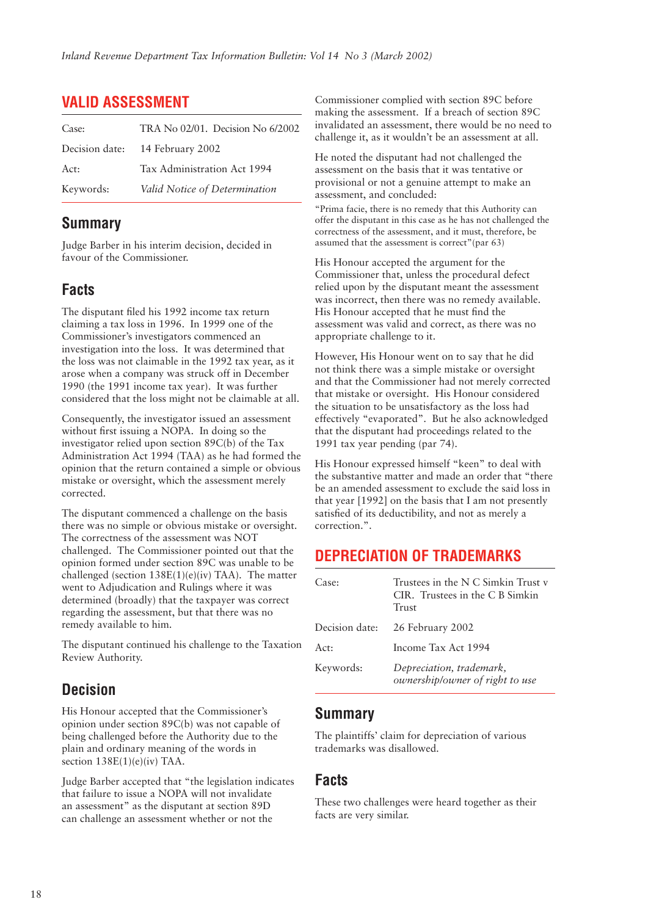## VALID ASSESSMENT

| Case: | TRA No 02/01. Decision No 6/2002 |
|---|---|
| Decision date: | 14 February 2002 |
| Act: | Tax Administration Act 1994 |
| Keywords: | *Valid Notice of Determination* |

### Summary

Judge Barber in his interim decision, decided in favour of the Commissioner.

### Facts

The disputant filed his 1992 income tax return claiming a tax loss in 1996. In 1999 one of the Commissioner's investigators commenced an investigation into the loss. It was determined that the loss was not claimable in the 1992 tax year, as it arose when a company was struck off in December 1990 (the 1991 income tax year). It was further considered that the loss might not be claimable at all.

Consequently, the investigator issued an assessment without first issuing a NOPA. In doing so the investigator relied upon section 89C(b) of the Tax Administration Act 1994 (TAA) as he had formed the opinion that the return contained a simple or obvious mistake or oversight, which the assessment merely corrected.

The disputant commenced a challenge on the basis there was no simple or obvious mistake or oversight. The correctness of the assessment was NOT challenged. The Commissioner pointed out that the opinion formed under section 89C was unable to be challenged (section 138E(1)(e)(iv) TAA). The matter went to Adjudication and Rulings where it was determined (broadly) that the taxpayer was correct regarding the assessment, but that there was no remedy available to him.

The disputant continued his challenge to the Taxation Review Authority.

### Decision

His Honour accepted that the Commissioner's opinion under section 89C(b) was not capable of being challenged before the Authority due to the plain and ordinary meaning of the words in section 138E(1)(e)(iv) TAA.

Judge Barber accepted that "the legislation indicates that failure to issue a NOPA will not invalidate an assessment" as the disputant at section 89D can challenge an assessment whether or not the Commissioner complied with section 89C before making the assessment. If a breach of section 89C invalidated an assessment, there would be no need to challenge it, as it wouldn't be an assessment at all.

He noted the disputant had not challenged the assessment on the basis that it was tentative or provisional or not a genuine attempt to make an assessment, and concluded:

> "Prima facie, there is no remedy that this Authority can offer the disputant in this case as he has not challenged the correctness of the assessment, and it must, therefore, be assumed that the assessment is correct" (par 63)

His Honour accepted the argument for the Commissioner that, unless the procedural defect relied upon by the disputant meant the assessment was incorrect, then there was no remedy available. His Honour accepted that he must find the assessment was valid and correct, as there was no appropriate challenge to it.

However, His Honour went on to say that he did not think there was a simple mistake or oversight and that the Commissioner had not merely corrected that mistake or oversight. His Honour considered the situation to be unsatisfactory as the loss had effectively "evaporated". But he also acknowledged that the disputant had proceedings related to the 1991 tax year pending (par 74).

His Honour expressed himself "keen" to deal with the substantive matter and made an order that "there be an amended assessment to exclude the said loss in that year [1992] on the basis that I am not presently satisfied of its deductibility, and not as merely a correction.".

## DEPRECIATION OF TRADEMARKS

| Case: | Trustees in the N C Simkin Trust v CIR. Trustees in the C B Simkin Trust |
|---|---|
| Decision date: | 26 February 2002 |
| Act: | Income Tax Act 1994 |
| Keywords: | *Depreciation, trademark, ownership/owner of right to use* |

### Summary

The plaintiffs' claim for depreciation of various trademarks was disallowed.

### Facts

These two challenges were heard together as their facts are very similar.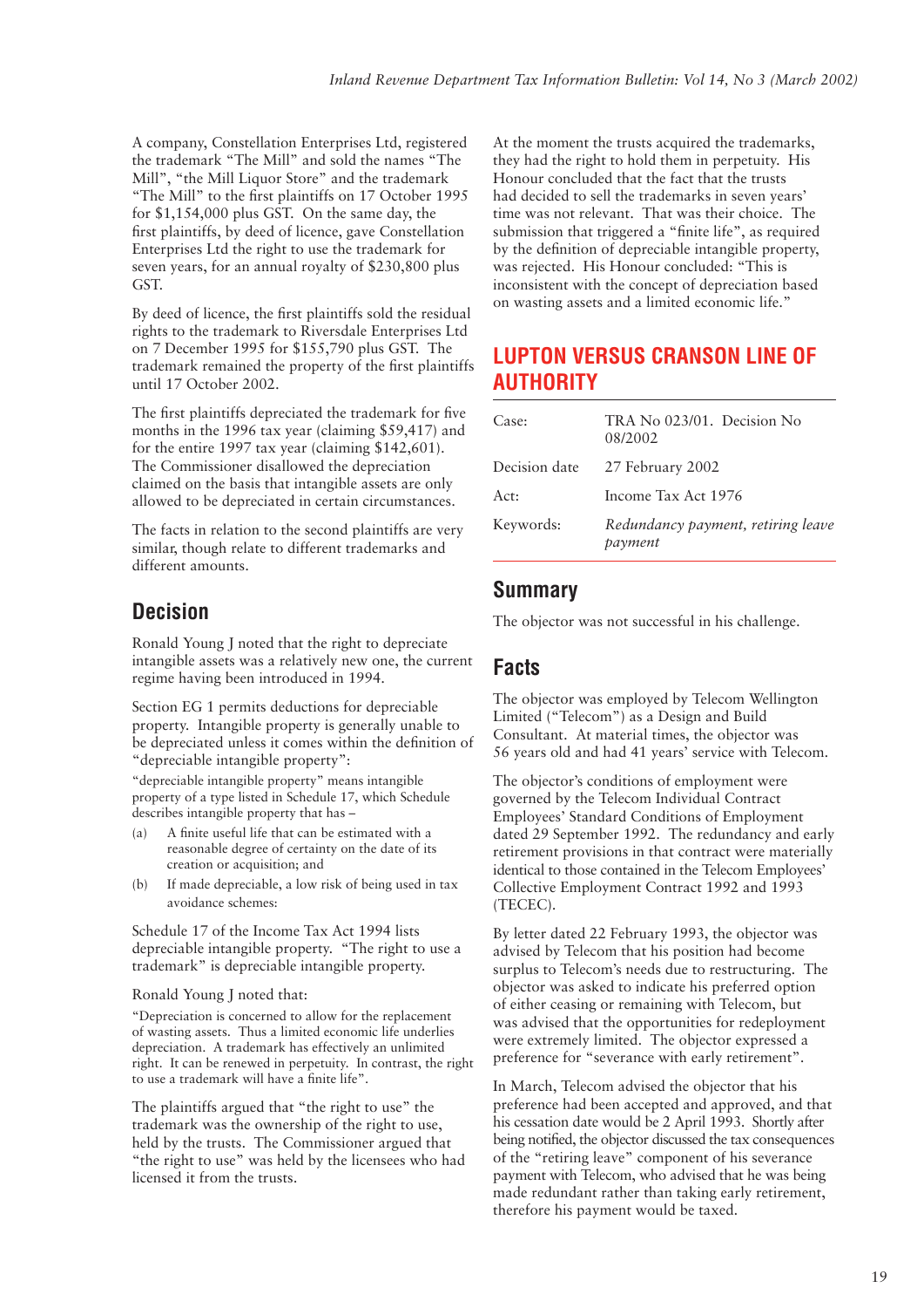A company, Constellation Enterprises Ltd, registered the trademark "The Mill" and sold the names "The Mill", "the Mill Liquor Store" and the trademark "The Mill" to the first plaintiffs on 17 October 1995 for $1,154,000 plus GST. On the same day, the first plaintiffs, by deed of licence, gave Constellation Enterprises Ltd the right to use the trademark for seven years, for an annual royalty of $230,800 plus GST.

By deed of licence, the first plaintiffs sold the residual rights to the trademark to Riversdale Enterprises Ltd on 7 December 1995 for $155,790 plus GST. The trademark remained the property of the first plaintiffs until 17 October 2002.

The first plaintiffs depreciated the trademark for five months in the 1996 tax year (claiming $59,417) and for the entire 1997 tax year (claiming $142,601). The Commissioner disallowed the depreciation claimed on the basis that intangible assets are only allowed to be depreciated in certain circumstances.

The facts in relation to the second plaintiffs are very similar, though relate to different trademarks and different amounts.

## Decision

Ronald Young J noted that the right to depreciate intangible assets was a relatively new one, the current regime having been introduced in 1994.

Section EG 1 permits deductions for depreciable property. Intangible property is generally unable to be depreciated unless it comes within the definition of "depreciable intangible property":

> "depreciable intangible property" means intangible property of a type listed in Schedule 17, which Schedule describes intangible property that has –
>
> (a) A finite useful life that can be estimated with a reasonable degree of certainty on the date of its creation or acquisition; and
>
> (b) If made depreciable, a low risk of being used in tax avoidance schemes:

Schedule 17 of the Income Tax Act 1994 lists depreciable intangible property. "The right to use a trademark" is depreciable intangible property.

Ronald Young J noted that:

> "Depreciation is concerned to allow for the replacement of wasting assets. Thus a limited economic life underlies depreciation. A trademark has effectively an unlimited right. It can be renewed in perpetuity. In contrast, the right to use a trademark will have a finite life".

The plaintiffs argued that "the right to use" the trademark was the ownership of the right to use, held by the trusts. The Commissioner argued that "the right to use" was held by the licensees who had licensed it from the trusts.

At the moment the trusts acquired the trademarks, they had the right to hold them in perpetuity. His Honour concluded that the fact that the trusts had decided to sell the trademarks in seven years' time was not relevant. That was their choice. The submission that triggered a "finite life", as required by the definition of depreciable intangible property, was rejected. His Honour concluded: "This is inconsistent with the concept of depreciation based on wasting assets and a limited economic life."

## LUPTON VERSUS CRANSON LINE OF AUTHORITY

| | |
|---|---|
| Case: | TRA No 023/01. Decision No 08/2002 |
| Decision date | 27 February 2002 |
| Act: | Income Tax Act 1976 |
| Keywords: | *Redundancy payment, retiring leave payment* |

### Summary

The objector was not successful in his challenge.

### Facts

The objector was employed by Telecom Wellington Limited ("Telecom") as a Design and Build Consultant. At material times, the objector was 56 years old and had 41 years' service with Telecom.

The objector's conditions of employment were governed by the Telecom Individual Contract Employees' Standard Conditions of Employment dated 29 September 1992. The redundancy and early retirement provisions in that contract were materially identical to those contained in the Telecom Employees' Collective Employment Contract 1992 and 1993 (TECEC).

By letter dated 22 February 1993, the objector was advised by Telecom that his position had become surplus to Telecom's needs due to restructuring. The objector was asked to indicate his preferred option of either ceasing or remaining with Telecom, but was advised that the opportunities for redeployment were extremely limited. The objector expressed a preference for "severance with early retirement".

In March, Telecom advised the objector that his preference had been accepted and approved, and that his cessation date would be 2 April 1993. Shortly after being notified, the objector discussed the tax consequences of the "retiring leave" component of his severance payment with Telecom, who advised that he was being made redundant rather than taking early retirement, therefore his payment would be taxed.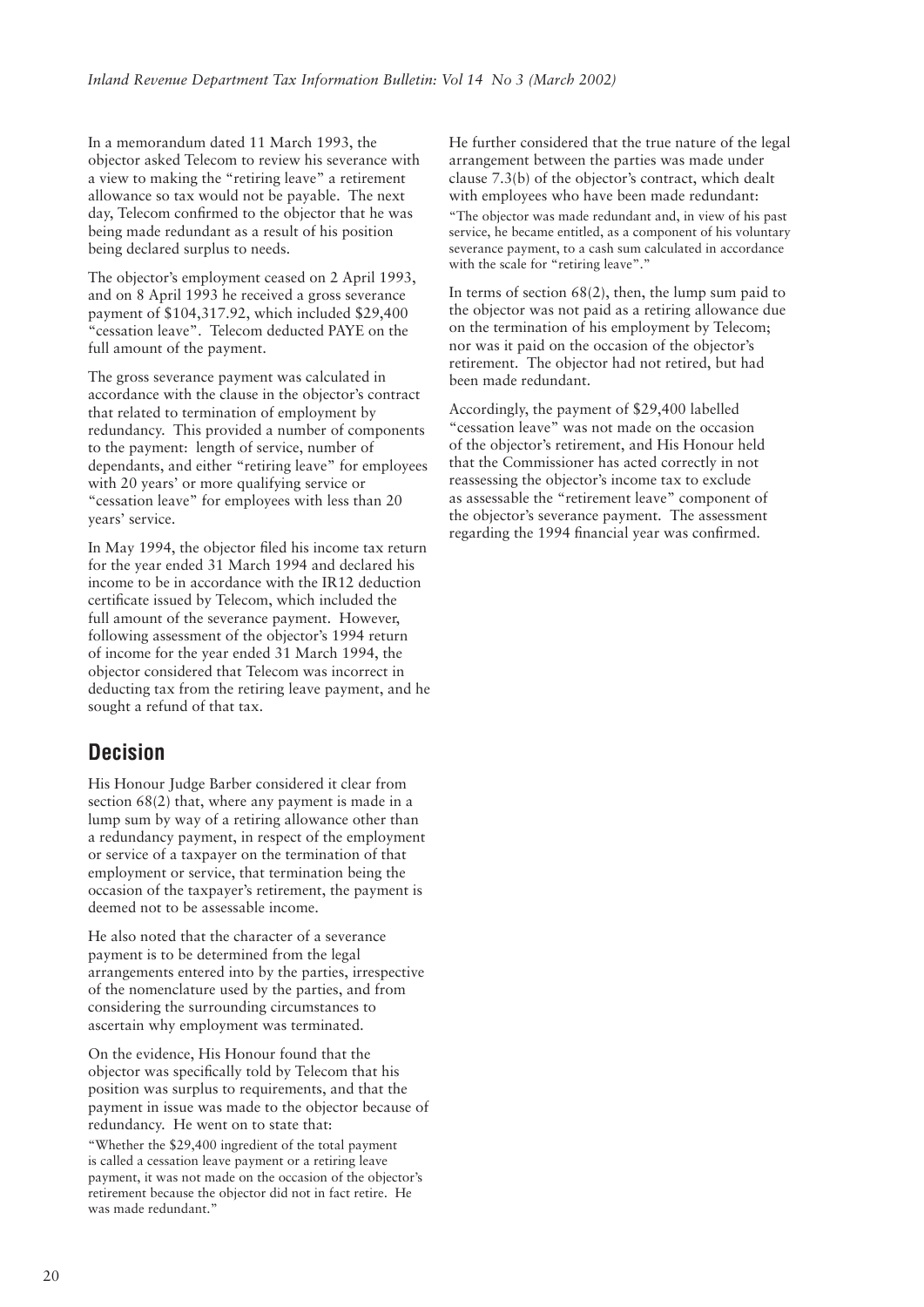In a memorandum dated 11 March 1993, the objector asked Telecom to review his severance with a view to making the "retiring leave" a retirement allowance so tax would not be payable. The next day, Telecom confirmed to the objector that he was being made redundant as a result of his position being declared surplus to needs.

The objector's employment ceased on 2 April 1993, and on 8 April 1993 he received a gross severance payment of $104,317.92, which included $29,400 "cessation leave". Telecom deducted PAYE on the full amount of the payment.

The gross severance payment was calculated in accordance with the clause in the objector's contract that related to termination of employment by redundancy. This provided a number of components to the payment: length of service, number of dependants, and either "retiring leave" for employees with 20 years' or more qualifying service or "cessation leave" for employees with less than 20 years' service.

In May 1994, the objector filed his income tax return for the year ended 31 March 1994 and declared his income to be in accordance with the IR12 deduction certificate issued by Telecom, which included the full amount of the severance payment. However, following assessment of the objector's 1994 return of income for the year ended 31 March 1994, the objector considered that Telecom was incorrect in deducting tax from the retiring leave payment, and he sought a refund of that tax.

## Decision

His Honour Judge Barber considered it clear from section 68(2) that, where any payment is made in a lump sum by way of a retiring allowance other than a redundancy payment, in respect of the employment or service of a taxpayer on the termination of that employment or service, that termination being the occasion of the taxpayer's retirement, the payment is deemed not to be assessable income.

He also noted that the character of a severance payment is to be determined from the legal arrangements entered into by the parties, irrespective of the nomenclature used by the parties, and from considering the surrounding circumstances to ascertain why employment was terminated.

On the evidence, His Honour found that the objector was specifically told by Telecom that his position was surplus to requirements, and that the payment in issue was made to the objector because of redundancy. He went on to state that:

> "Whether the $29,400 ingredient of the total payment is called a cessation leave payment or a retiring leave payment, it was not made on the occasion of the objector's retirement because the objector did not in fact retire. He was made redundant."

He further considered that the true nature of the legal arrangement between the parties was made under clause 7.3(b) of the objector's contract, which dealt with employees who have been made redundant:

> "The objector was made redundant and, in view of his past service, he became entitled, as a component of his voluntary severance payment, to a cash sum calculated in accordance with the scale for "retiring leave"."

In terms of section 68(2), then, the lump sum paid to the objector was not paid as a retiring allowance due on the termination of his employment by Telecom; nor was it paid on the occasion of the objector's retirement. The objector had not retired, but had been made redundant.

Accordingly, the payment of $29,400 labelled "cessation leave" was not made on the occasion of the objector's retirement, and His Honour held that the Commissioner has acted correctly in not reassessing the objector's income tax to exclude as assessable the "retirement leave" component of the objector's severance payment. The assessment regarding the 1994 financial year was confirmed.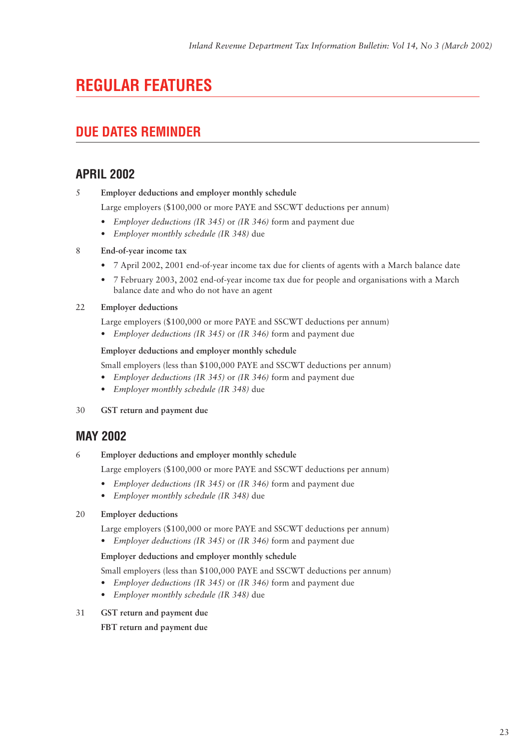# REGULAR FEATURES

## DUE DATES REMINDER

### APRIL 2002

5 **Employer deductions and employer monthly schedule**

Large employers ($100,000 or more PAYE and SSCWT deductions per annum)

- *Employer deductions (IR 345)* or *(IR 346)* form and payment due
- *Employer monthly schedule (IR 348)* due

8 **End-of-year income tax**

- 7 April 2002, 2001 end-of-year income tax due for clients of agents with a March balance date
- 7 February 2003, 2002 end-of-year income tax due for people and organisations with a March balance date and who do not have an agent

22 **Employer deductions**

Large employers ($100,000 or more PAYE and SSCWT deductions per annum)

- *Employer deductions (IR 345)* or *(IR 346)* form and payment due

**Employer deductions and employer monthly schedule**

Small employers (less than $100,000 PAYE and SSCWT deductions per annum)

- *Employer deductions (IR 345)* or *(IR 346)* form and payment due
- *Employer monthly schedule (IR 348)* due

30 **GST return and payment due**

### MAY 2002

6 **Employer deductions and employer monthly schedule**

Large employers ($100,000 or more PAYE and SSCWT deductions per annum)

- *Employer deductions (IR 345)* or *(IR 346)* form and payment due
- *Employer monthly schedule (IR 348)* due

20 **Employer deductions**

Large employers ($100,000 or more PAYE and SSCWT deductions per annum)

- *Employer deductions (IR 345)* or *(IR 346)* form and payment due

**Employer deductions and employer monthly schedule**

Small employers (less than $100,000 PAYE and SSCWT deductions per annum)

- *Employer deductions (IR 345)* or *(IR 346)* form and payment due
- *Employer monthly schedule (IR 348)* due

31 **GST return and payment due**

**FBT return and payment due**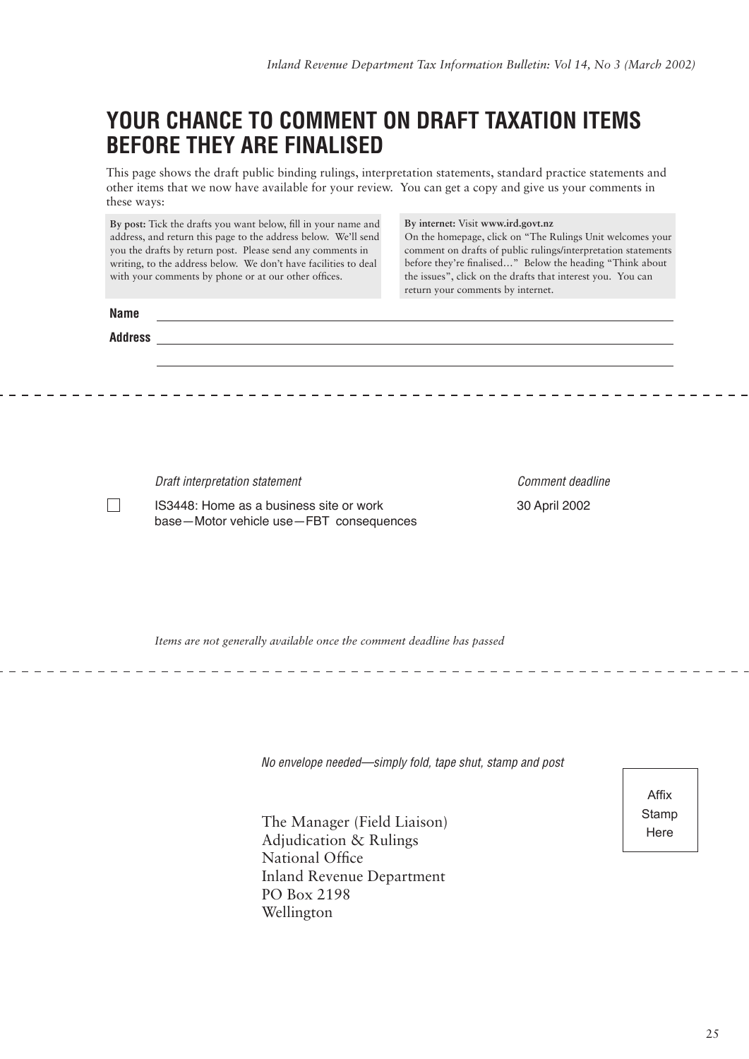# YOUR CHANCE TO COMMENT ON DRAFT TAXATION ITEMS BEFORE THEY ARE FINALISED

This page shows the draft public binding rulings, interpretation statements, standard practice statements and other items that we now have available for your review. You can get a copy and give us your comments in these ways:

**By post:** Tick the drafts you want below, fill in your name and address, and return this page to the address below. We'll send you the drafts by return post. Please send any comments in writing, to the address below. We don't have facilities to deal with your comments by phone or at our other offices.

**By internet:** Visit **www.ird.govt.nz**
On the homepage, click on "The Rulings Unit welcomes your comment on drafts of public rulings/interpretation statements before they're finalised…" Below the heading "Think about the issues", click on the drafts that interest you. You can return your comments by internet.

**Name** ______________________________

**Address** ______________________________

______________________________

| | *Draft interpretation statement* | *Comment deadline* |
|---|---|---|
| ☐ | IS3448: Home as a business site or work base—Motor vehicle use—FBT consequences | 30 April 2002 |

*Items are not generally available once the comment deadline has passed*

*No envelope needed—simply fold, tape shut, stamp and post*

Affix Stamp Here

The Manager (Field Liaison)
Adjudication & Rulings
National Office
Inland Revenue Department
PO Box 2198
Wellington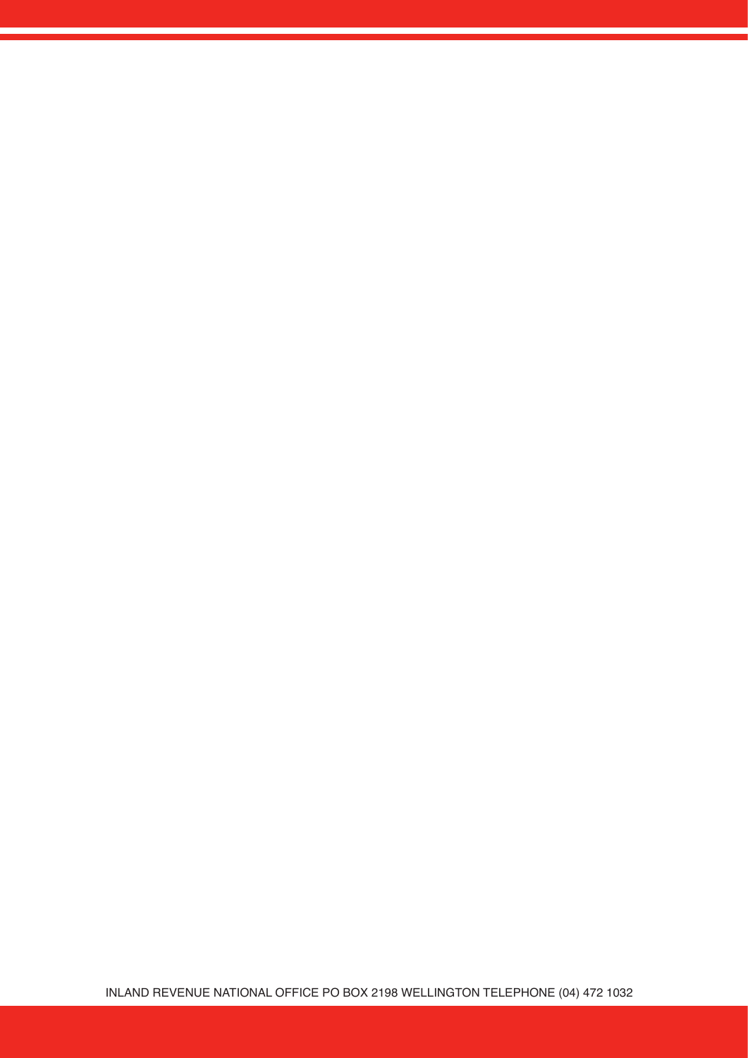INLAND REVENUE NATIONAL OFFICE PO BOX 2198 WELLINGTON TELEPHONE (04) 472 1032